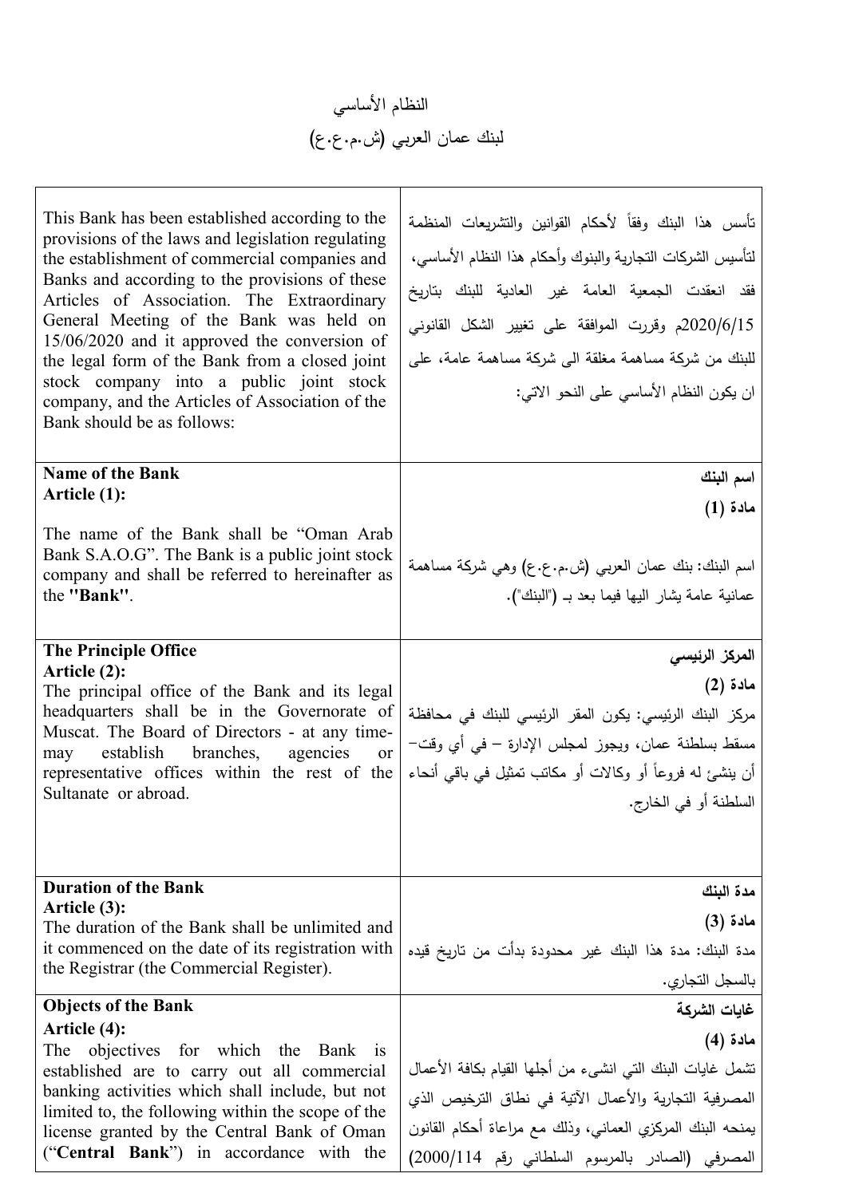# النظام الأساسي
# لبنك عمان العربي (ش.م.ع.ع)

| English | العربية |
|---|---|
| This Bank has been established according to the provisions of the laws and legislation regulating the establishment of commercial companies and Banks and according to the provisions of these Articles of Association. The Extraordinary General Meeting of the Bank was held on 15/06/2020 and it approved the conversion of the legal form of the Bank from a closed joint stock company into a public joint stock company, and the Articles of Association of the Bank should be as follows: | تأسس هذا البنك وفقاً لأحكام القوانين والتشريعات المنظمة لتأسيس الشركات التجارية والبنوك وأحكام هذا النظام الأساسي، فقد انعقدت الجمعية العامة غير العادية للبنك بتاريخ 2020/6/15م وقررت الموافقة على تغيير الشكل القانوني للبنك من شركة مساهمة مغلقة الى شركة مساهمة عامة، على ان يكون النظام الأساسي على النحو الاتي: |
| **Name of the Bank**<br>**Article (1):**<br>The name of the Bank shall be "Oman Arab Bank S.A.O.G". The Bank is a public joint stock company and shall be referred to hereinafter as the **"Bank"**. | **اسم البنك**<br>**مادة (1)**<br>اسم البنك: بنك عمان العربي (ش.م.ع.ع) وهي شركة مساهمة عمانية عامة يشار اليها فيما بعد بـ ("البنك"). |
| **The Principle Office**<br>**Article (2):**<br>The principal office of the Bank and its legal headquarters shall be in the Governorate of Muscat. The Board of Directors - at any time- may establish branches, agencies or representative offices within the rest of the Sultanate or abroad. | **المركز الرئيسي**<br>**مادة (2)**<br>مركز البنك الرئيسي: يكون المقر الرئيسي للبنك في محافظة مسقط بسلطنة عمان، ويجوز لمجلس الإدارة – في أي وقت- أن ينشئ له فروعاً أو وكالات أو مكاتب تمثيل في باقي أنحاء السلطنة أو في الخارج. |
| **Duration of the Bank**<br>**Article (3):**<br>The duration of the Bank shall be unlimited and it commenced on the date of its registration with the Registrar (the Commercial Register). | **مدة البنك**<br>**مادة (3)**<br>مدة البنك: مدة هذا البنك غير محدودة بدأت من تاريخ قيده بالسجل التجاري. |
| **Objects of the Bank**<br>**Article (4):**<br>The objectives for which the Bank is established are to carry out all commercial banking activities which shall include, but not limited to, the following within the scope of the license granted by the Central Bank of Oman ("**Central Bank**") in accordance with the | **غايات الشركة**<br>**مادة (4)**<br>تشمل غايات البنك التي انشىء من أجلها القيام بكافة الأعمال المصرفية التجارية والأعمال الآتية في نطاق الترخيص الذي يمنحه البنك المركزي العماني، وذلك مع مراعاة أحكام القانون المصرفي (الصادر بالمرسوم السلطاني رقم 2000/114) |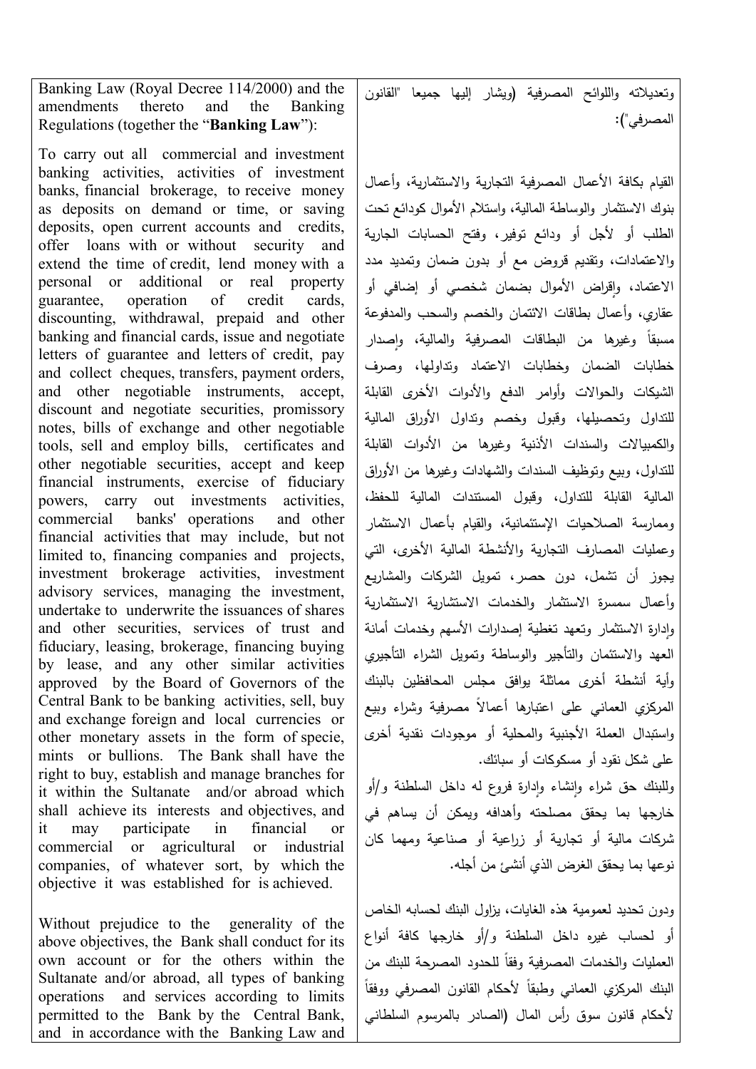| | |
|---|---|
| Banking Law (Royal Decree 114/2000) and the amendments thereto and the Banking Regulations (together the "**Banking Law**"): | وتعديلاته واللوائح المصرفية (ويشار إليها جميعا "القانون المصرفي"): |
| To carry out all commercial and investment banking activities, activities of investment banks, financial brokerage, to receive money as deposits on demand or time, or saving deposits, open current accounts and credits, offer loans with or without security and extend the time of credit, lend money with a personal or additional or real property guarantee, operation of credit cards, discounting, withdrawal, prepaid and other banking and financial cards, issue and negotiate letters of guarantee and letters of credit, pay and collect cheques, transfers, payment orders, and other negotiable instruments, accept, discount and negotiate securities, promissory notes, bills of exchange and other negotiable tools, sell and employ bills, certificates and other negotiable securities, accept and keep financial instruments, exercise of fiduciary powers, carry out investments activities, commercial banks' operations and other financial activities that may include, but not limited to, financing companies and projects, investment brokerage activities, investment advisory services, managing the investment, undertake to underwrite the issuances of shares and other securities, services of trust and fiduciary, leasing, brokerage, financing buying by lease, and any other similar activities approved by the Board of Governors of the Central Bank to be banking activities, sell, buy and exchange foreign and local currencies or other monetary assets in the form of specie, mints or bullions. The Bank shall have the right to buy, establish and manage branches for it within the Sultanate and/or abroad which shall achieve its interests and objectives, and it may participate in financial or commercial or agricultural or industrial companies, of whatever sort, by which the objective it was established for is achieved. | القيام بكافة الأعمال المصرفية التجارية والاستثمارية، وأعمال بنوك الاستثمار والوساطة المالية، واستلام الأموال كودائع تحت الطلب أو لأجل أو ودائع توفير، وفتح الحسابات الجارية والاعتمادات، وتقديم قروض مع أو بدون ضمان وتمديد مدد الاعتماد، وإقراض الأموال بضمان شخصي أو إضافي أو عقاري، وأعمال بطاقات الائتمان والخصم والسحب والمدفوعة مسبقاً وغيرها من البطاقات المصرفية والمالية، وإصدار خطابات الضمان وخطابات الاعتماد وتداولها، وصرف الشيكات والحوالات وأوامر الدفع والأدوات الأخرى القابلة للتداول وتحصيلها، وقبول وخصم وتداول الأوراق المالية والكمبيالات والسندات الأذنية وغيرها من الأدوات القابلة للتداول، وبيع وتوظيف السندات والشهادات وغيرها من الأوراق المالية القابلة للتداول، وقبول المستندات المالية للحفظ، وممارسة الصلاحيات الإستئمانية، والقيام بأعمال الاستثمار وعمليات المصارف التجارية والأنشطة المالية الأخرى، التي يجوز أن تشمل، دون حصر، تمويل الشركات والمشاريع وأعمال سمسرة الاستثمار والخدمات الاستشارية الاستثمارية وإدارة الاستثمار وتعهد تغطية إصدارات الأسهم وخدمات أمانة العهد والاستئمان والتأجير والوساطة وتمويل الشراء التأجيري وأية أنشطة أخرى مماثلة يوافق مجلس المحافظين بالبنك المركزي العماني على اعتبارها أعمالاً مصرفية وشراء وبيع واستبدال العملة الأجنبية والمحلية أو موجودات نقدية أخرى على شكل نقود أو مسكوكات أو سبائك.<br>وللبنك حق شراء وإنشاء وإدارة فروع له داخل السلطنة و/أو خارجها بما يحقق مصلحته وأهدافه ويمكن أن يساهم في شركات مالية أو تجارية أو زراعية أو صناعية ومهما كان نوعها بما يحقق الغرض الذي أنشئ من أجله. |
| Without prejudice to the generality of the above objectives, the Bank shall conduct for its own account or for the others within the Sultanate and/or abroad, all types of banking operations and services according to limits permitted to the Bank by the Central Bank, and in accordance with the Banking Law and | ودون تحديد لعمومية هذه الغايات، يزاول البنك لحسابه الخاص أو لحساب غيره داخل السلطنة و/أو خارجها كافة أنواع العمليات والخدمات المصرفية وفقاً للحدود المصرحة للبنك من البنك المركزي العماني وطبقاً لأحكام القانون المصرفي ووفقاً لأحكام قانون سوق رأس المال (الصادر بالمرسوم السلطاني |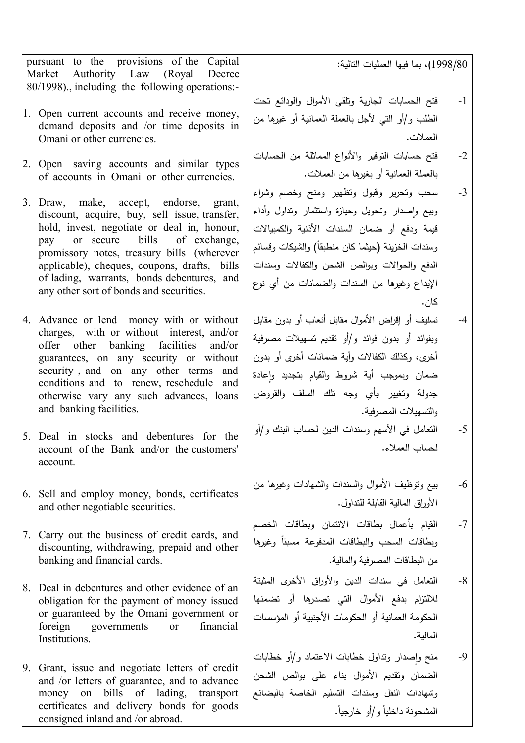| | |
|---|---|
| pursuant to the provisions of the Capital Market Authority Law (Royal Decree 80/1998)., including the following operations:- | 1998/80)، بما فيها العمليات التالية: |
| 1. Open current accounts and receive money, demand deposits and /or time deposits in Omani or other currencies. | 1- فتح الحسابات الجارية وتلقي الأموال والودائع تحت الطلب و/أو التي لأجل بالعملة العمانية أو غيرها من العملات. |
| 2. Open saving accounts and similar types of accounts in Omani or other currencies. | 2- فتح حسابات التوفير والأنواع المماثلة من الحسابات بالعملة العمانية أو بغيرها من العملات. |
| 3. Draw, make, accept, endorse, grant, discount, acquire, buy, sell issue, transfer, hold, invest, negotiate or deal in, honour, pay or secure bills of exchange, promissory notes, treasury bills (wherever applicable), cheques, coupons, drafts, bills of lading, warrants, bonds debentures, and any other sort of bonds and securities. | 3- سحب وتحرير وقبول وتظهير ومنح وخصم وشراء وبيع وإصدار وتحويل وحيازة واستثمار وتداول وأداء قيمة ودفع أو ضمان السندات الأذنية والكمبيالات وسندات الخزينة (حيثما كان منطبقاً) والشيكات وقسائم الدفع والحوالات وبوالص الشحن والكفالات وسندات الإيداع وغيرها من السندات والضمانات من أي نوع كان. |
| 4. Advance or lend money with or without charges, with or without interest, and/or offer other banking facilities and/or guarantees, on any security or without security , and on any other terms and conditions and to renew, reschedule and otherwise vary any such advances, loans and banking facilities. | 4- تسليف أو إقراض الأموال مقابل أتعاب أو بدون مقابل وبفوائد أو بدون فوائد و/أو تقديم تسهيلات مصرفية أخرى، وكذلك الكفالات وأية ضمانات أخرى أو بدون ضمان وبموجب أية شروط والقيام بتجديد وإعادة جدولة وتغيير بأي وجه تلك السلف والقروض والتسهيلات المصرفية. |
| 5. Deal in stocks and debentures for the account of the Bank and/or the customers' account. | 5- التعامل في الأسهم وسندات الدين لحساب البنك و/أو لحساب العملاء. |
| 6. Sell and employ money, bonds, certificates and other negotiable securities. | 6- بيع وتوظيف الأموال والسندات والشهادات وغيرها من الأوراق المالية القابلة للتداول. |
| 7. Carry out the business of credit cards, and discounting, withdrawing, prepaid and other banking and financial cards. | 7- القيام بأعمال بطاقات الائتمان وبطاقات الخصم وبطاقات السحب والبطاقات المدفوعة مسبقاً وغيرها من البطاقات المصرفية والمالية. |
| 8. Deal in debentures and other evidence of an obligation for the payment of money issued or guaranteed by the Omani government or foreign governments or financial Institutions. | 8- التعامل في سندات الدين والأوراق الأخرى المثبتة للالتزام بدفع الأموال التي تصدرها أو تضمنها الحكومة العمانية أو الحكومات الأجنبية أو المؤسسات المالية. |
| 9. Grant, issue and negotiate letters of credit and /or letters of guarantee, and to advance money on bills of lading, transport certificates and delivery bonds for goods consigned inland and /or abroad. | 9- منح وإصدار وتداول خطابات الاعتماد و/أو خطابات الضمان وتقديم الأموال بناء على بوالص الشحن وشهادات النقل وسندات التسليم الخاصة بالبضائع المشحونة داخلياً و/أو خارجياً. |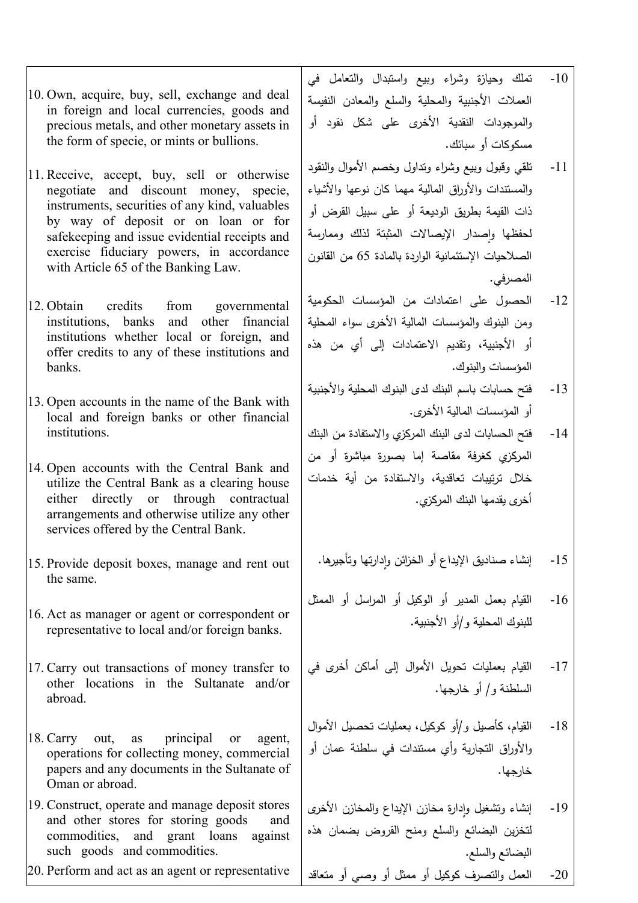| | |
|---|---|
| 10. Own, acquire, buy, sell, exchange and deal in foreign and local currencies, goods and precious metals, and other monetary assets in the form of specie, or mints or bullions. | 10- تملك وحيازة وشراء وبيع واستبدال والتعامل في العملات الأجنبية والمحلية والسلع والمعادن النفيسة والموجودات النقدية الأخرى على شكل نقود أو مسكوكات أو سبائك. |
| 11. Receive, accept, buy, sell or otherwise negotiate and discount money, specie, instruments, securities of any kind, valuables by way of deposit or on loan or for safekeeping and issue evidential receipts and exercise fiduciary powers, in accordance with Article 65 of the Banking Law. | 11- تلقي وقبول وبيع وشراء وتداول وخصم الأموال والنقود والمستندات والأوراق المالية مهما كان نوعها والأشياء ذات القيمة بطريق الوديعة أو على سبيل القرض أو لحفظها وإصدار الإيصالات المثبتة لذلك وممارسة الصلاحيات الإستئمانية الواردة بالمادة 65 من القانون المصرفي. |
| 12. Obtain credits from governmental institutions, banks and other financial institutions whether local or foreign, and offer credits to any of these institutions and banks. | 12- الحصول على اعتمادات من المؤسسات الحكومية ومن البنوك والمؤسسات المالية الأخرى سواء المحلية أو الأجنبية، وتقديم الاعتمادات إلى أي من هذه المؤسسات والبنوك. |
| 13. Open accounts in the name of the Bank with local and foreign banks or other financial institutions. | 13- فتح حسابات باسم البنك لدى البنوك المحلية والأجنبية أو المؤسسات المالية الأخرى. |
| 14. Open accounts with the Central Bank and utilize the Central Bank as a clearing house either directly or through contractual arrangements and otherwise utilize any other services offered by the Central Bank. | 14- فتح الحسابات لدى البنك المركزي والاستفادة من البنك المركزي كغرفة مقاصة إما بصورة مباشرة أو من خلال ترتيبات تعاقدية، والاستفادة من أية خدمات أخرى يقدمها البنك المركزي. |
| 15. Provide deposit boxes, manage and rent out the same. | 15- إنشاء صناديق الإيداع أو الخزائن وإدارتها وتأجيرها. |
| 16. Act as manager or agent or correspondent or representative to local and/or foreign banks. | 16- القيام بعمل المدير أو الوكيل أو المراسل أو الممثل للبنوك المحلية و/أو الأجنبية. |
| 17. Carry out transactions of money transfer to other locations in the Sultanate and/or abroad. | 17- القيام بعمليات تحويل الأموال إلى أماكن أخرى في السلطنة و/ أو خارجها. |
| 18. Carry out, as principal or agent, operations for collecting money, commercial papers and any documents in the Sultanate of Oman or abroad. | 18- القيام، كأصيل و/أو كوكيل، بعمليات تحصيل الأموال والأوراق التجارية وأي مستندات في سلطنة عمان أو خارجها. |
| 19. Construct, operate and manage deposit stores and other stores for storing goods and commodities, and grant loans against such goods and commodities. | 19- إنشاء وتشغيل وإدارة مخازن الإيداع والمخازن الأخرى لتخزين البضائع والسلع ومنح القروض بضمان هذه البضائع والسلع. |
| 20. Perform and act as an agent or representative | 20- العمل والتصرف كوكيل أو ممثل أو وصي أو متعاقد |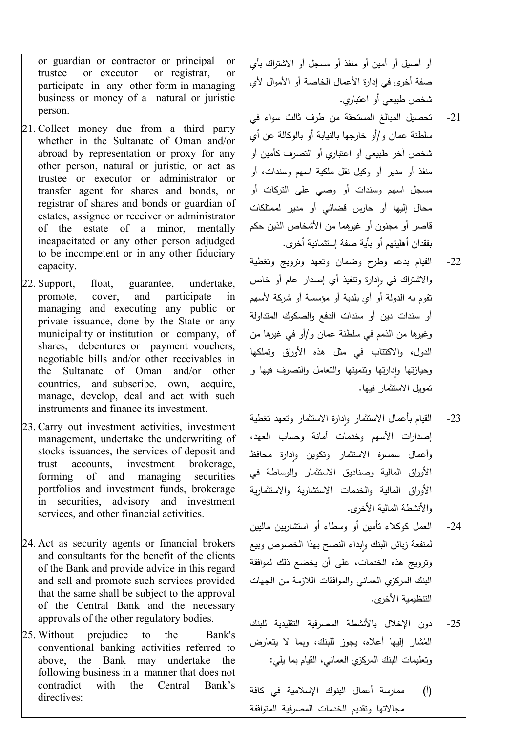| | |
|---|---|
| or guardian or contractor or principal or trustee or executor or registrar, or participate in any other form in managing business or money of a natural or juristic person. | أو أصيل أو أمين أو منفذ أو مسجل أو الاشتراك بأي صفة أخرى في إدارة الأعمال الخاصة أو الأموال لأي شخص طبيعي أو اعتباري. |
| 21. Collect money due from a third party whether in the Sultanate of Oman and/or abroad by representation or proxy for any other person, natural or juristic, or act as trustee or executor or administrator or transfer agent for shares and bonds, or registrar of shares and bonds or guardian of estates, assignee or receiver or administrator of the estate of a minor, mentally incapacitated or any other person adjudged to be incompetent or in any other fiduciary capacity. | -21 تحصيل المبالغ المستحقة من طرف ثالث سواء في سلطنة عمان و/أو خارجها بالنيابة أو بالوكالة عن أي شخص آخر طبيعي أو اعتباري أو التصرف كأمين أو منفذ أو مدير أو وكيل نقل ملكية اسهم وسندات، أو مسجل اسهم وسندات أو وصي على التركات أو محال إليها أو حارس قضائي أو مدير لممتلكات قاصر أو مجنون أو غيرهما من الأشخاص الذين حكم بفقدان أهليتهم أو بأية صفة إستئمانية أخرى. |
| 22. Support, float, guarantee, undertake, promote, cover, and participate in managing and executing any public or private issuance, done by the State or any municipality or institution or company, of shares, debentures or payment vouchers, negotiable bills and/or other receivables in the Sultanate of Oman and/or other countries, and subscribe, own, acquire, manage, develop, deal and act with such instruments and finance its investment. | -22 القيام بدعم وطرح وضمان وتعهد وترويج وتغطية والاشتراك في وإدارة وتنفيذ أي إصدار عام أو خاص تقوم به الدولة أو أي بلدية أو مؤسسة أو شركة لأسهم أو سندات دين أو سندات الدفع والصكوك المتداولة وغيرها من الذمم في سلطنة عمان و/أو في غيرها من الدول، والاكتتاب في مثل هذه الأوراق وتملكها وحيازتها وإدارتها وتنميتها والتعامل والتصرف فيها و تمويل الاستثمار فيها. |
| 23. Carry out investment activities, investment management, undertake the underwriting of stocks issuances, the services of deposit and trust accounts, investment brokerage, forming of and managing securities portfolios and investment funds, brokerage in securities, advisory and investment services, and other financial activities. | -23 القيام بأعمال الاستثمار وإدارة الاستثمار وتعهد تغطية إصدارات الأسهم وخدمات أمانة وحساب العهد، وأعمال سمسرة الاستثمار وتكوين وإدارة محافظ الأوراق المالية وصناديق الاستثمار والوساطة في الأوراق المالية والخدمات الاستشارية والاستثمارية والأنشطة المالية الأخرى. |
| 24. Act as security agents or financial brokers and consultants for the benefit of the clients of the Bank and provide advice in this regard and sell and promote such services provided that the same shall be subject to the approval of the Central Bank and the necessary approvals of the other regulatory bodies. | -24 العمل كوكلاء تأمين أو وسطاء أو استشاريين ماليين لمنفعة زبائن البنك وإبداء النصح بهذا الخصوص وبيع وترويج هذه الخدمات، على أن يخضع ذلك لموافقة البنك المركزي العماني والموافقات اللازمة من الجهات التنظيمية الأخرى. |
| 25. Without prejudice to the Bank's conventional banking activities referred to above, the Bank may undertake the following business in a manner that does not contradict with the Central Bank's directives: | -25 دون الإخلال بالأنشطة المصرفية التقليدية للبنك المُشار إليها أعلاه، يجوز للبنك، وبما لا يتعارض وتعليمات البنك المركزي العماني، القيام بما يلي: (أ) ممارسة أعمال البنوك الإسلامية في كافة مجالاتها وتقديم الخدمات المصرفية المتوافقة |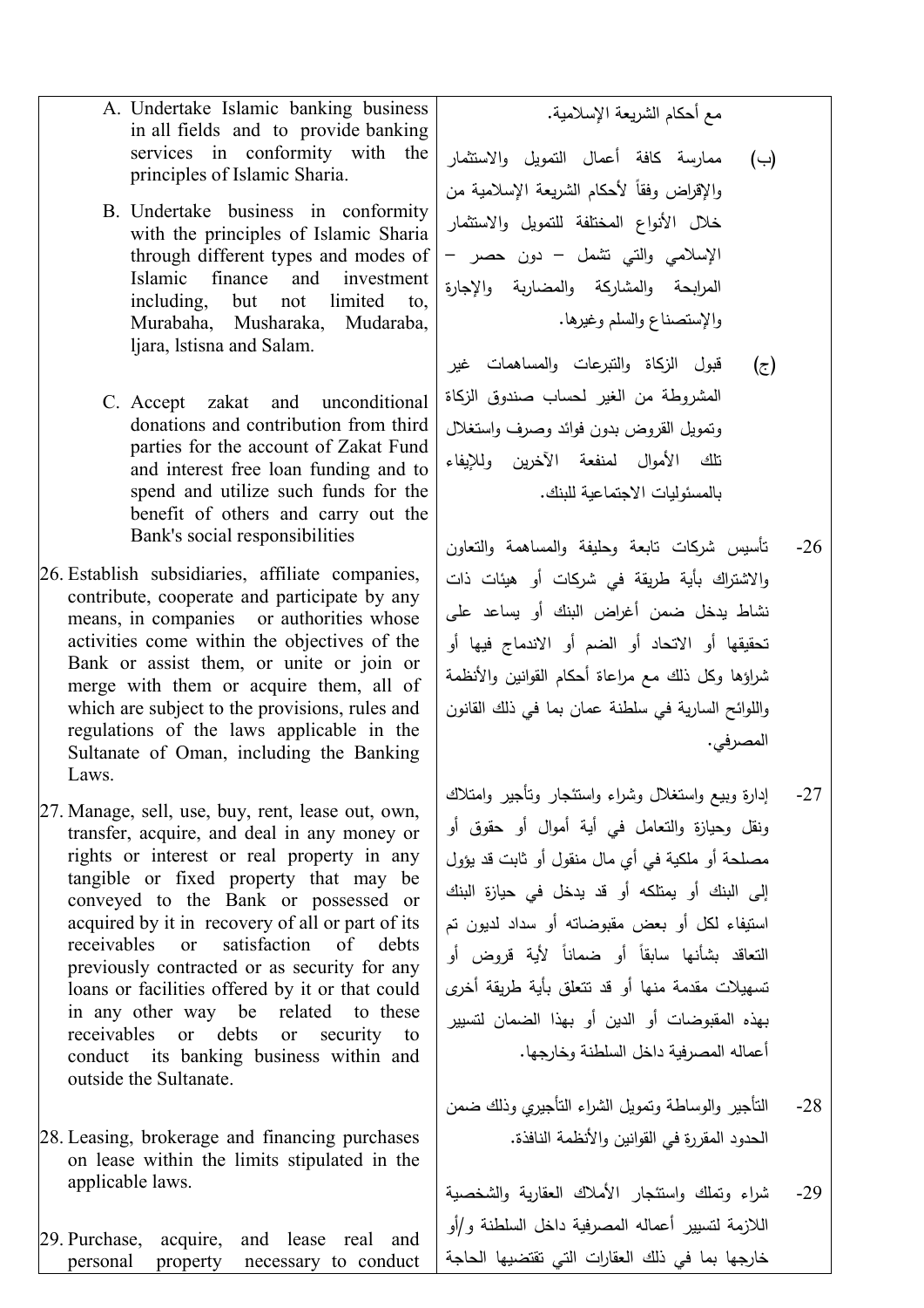| | |
|---|---|
| A. Undertake Islamic banking business in all fields and to provide banking services in conformity with the principles of Islamic Sharia. | مع أحكام الشريعة الإسلامية. |
| B. Undertake business in conformity with the principles of Islamic Sharia through different types and modes of Islamic finance and investment including, but not limited to, Murabaha, Musharaka, Mudaraba, ljara, lstisna and Salam. | (ب) ممارسة كافة أعمال التمويل والاستثمار والإقراض وفقاً لأحكام الشريعة الإسلامية من خلال الأنواع المختلفة للتمويل والاستثمار الإسلامي والتي تشمل – دون حصر – المرابحة والمشاركة والمضاربة والإجارة والإستصناع والسلم وغيرها. |
| C. Accept zakat and unconditional donations and contribution from third parties for the account of Zakat Fund and interest free loan funding and to spend and utilize such funds for the benefit of others and carry out the Bank's social responsibilities | (ج) قبول الزكاة والتبرعات والمساهمات غير المشروطة من الغير لحساب صندوق الزكاة وتمويل القروض بدون فوائد وصرف واستغلال تلك الأموال لمنفعة الآخرين وللإيفاء بالمسئوليات الاجتماعية للبنك. |
| 26. Establish subsidiaries, affiliate companies, contribute, cooperate and participate by any means, in companies or authorities whose activities come within the objectives of the Bank or assist them, or unite or join or merge with them or acquire them, all of which are subject to the provisions, rules and regulations of the laws applicable in the Sultanate of Oman, including the Banking Laws. | 26- تأسيس شركات تابعة وحليفة والمساهمة والتعاون والاشتراك بأية طريقة في شركات أو هيئات ذات نشاط يدخل ضمن أغراض البنك أو يساعد على تحقيقها أو الاتحاد أو الضم أو الاندماج فيها أو شراؤها وكل ذلك مع مراعاة أحكام القوانين والأنظمة واللوائح السارية في سلطنة عمان بما في ذلك القانون المصرفي. |
| 27. Manage, sell, use, buy, rent, lease out, own, transfer, acquire, and deal in any money or rights or interest or real property in any tangible or fixed property that may be conveyed to the Bank or possessed or acquired by it in recovery of all or part of its receivables or satisfaction of debts previously contracted or as security for any loans or facilities offered by it or that could in any other way be related to these receivables or debts or security to conduct its banking business within and outside the Sultanate. | 27- إدارة وبيع واستغلال وشراء واستئجار وتأجير وامتلاك ونقل وحيازة والتعامل في أية أموال أو حقوق أو مصلحة أو ملكية في أي مال منقول أو ثابت قد يؤول إلى البنك أو يمتلكه أو قد يدخل في حيازة البنك استيفاء لكل أو بعض مقبوضاته أو سداد لديون تم التعاقد بشأنها سابقاً أو ضماناً لأية قروض أو تسهيلات مقدمة منها أو قد تتعلق بأية طريقة أخرى بهذه المقبوضات أو الدين أو بهذا الضمان لتسيير أعماله المصرفية داخل السلطنة وخارجها. |
| 28. Leasing, brokerage and financing purchases on lease within the limits stipulated in the applicable laws. | 28- التأجير والوساطة وتمويل الشراء التأجيري وذلك ضمن الحدود المقررة في القوانين والأنظمة النافذة. |
| 29. Purchase, acquire, and lease real and personal property necessary to conduct | 29- شراء وتملك واستئجار الأملاك العقارية والشخصية اللازمة لتسيير أعماله المصرفية داخل السلطنة و/أو خارجها بما في ذلك العقارات التي تقتضيها الحاجة |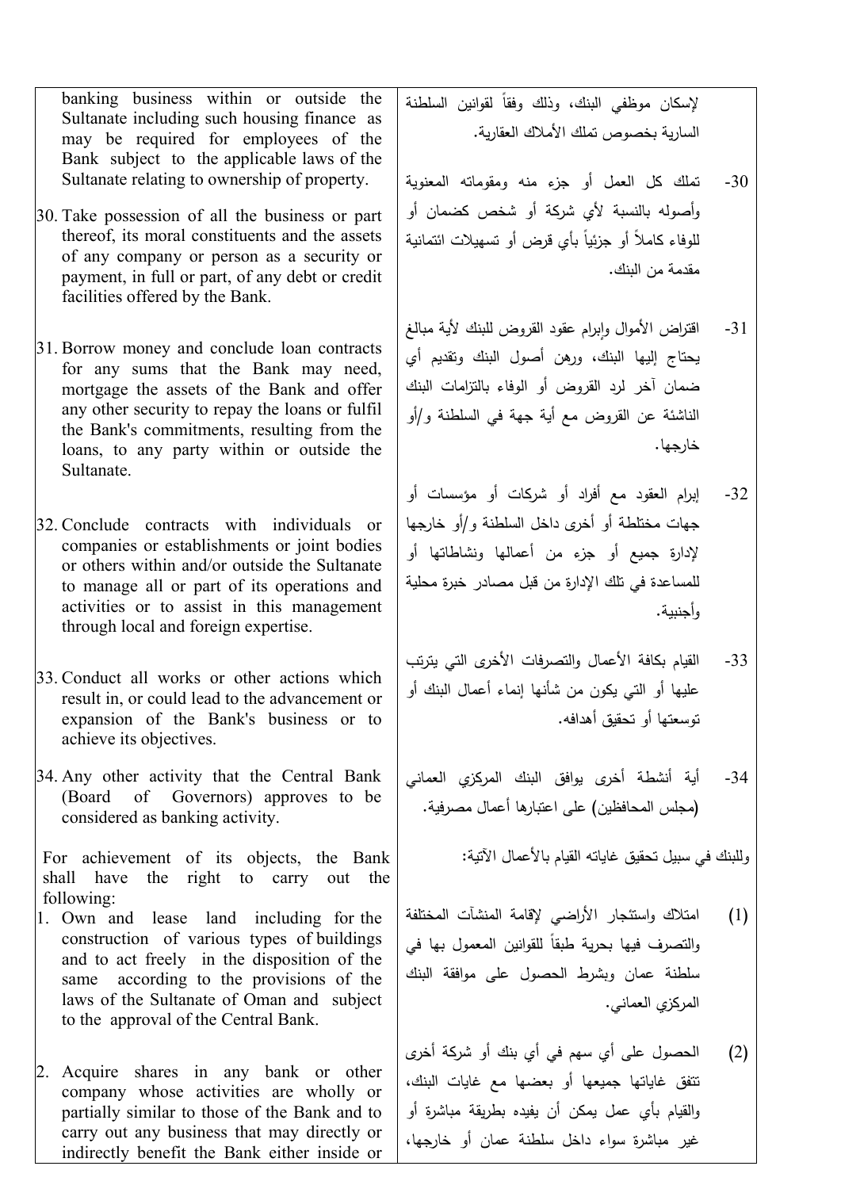| English | Arabic |
|---|---|
| banking business within or outside the Sultanate including such housing finance as may be required for employees of the Bank subject to the applicable laws of the Sultanate relating to ownership of property. | لإسكان موظفي البنك، وذلك وفقاً لقوانين السلطنة السارية بخصوص تملك الأملاك العقارية. |
| 30. Take possession of all the business or part thereof, its moral constituents and the assets of any company or person as a security or payment, in full or part, of any debt or credit facilities offered by the Bank. | 30- تملك كل العمل أو جزء منه ومقوماته المعنوية وأصوله بالنسبة لأي شركة أو شخص كضمان أو للوفاء كاملاً أو جزئياً بأي قرض أو تسهيلات ائتمانية مقدمة من البنك. |
| 31. Borrow money and conclude loan contracts for any sums that the Bank may need, mortgage the assets of the Bank and offer any other security to repay the loans or fulfil the Bank's commitments, resulting from the loans, to any party within or outside the Sultanate. | 31- اقتراض الأموال وإبرام عقود القروض للبنك لأية مبالغ يحتاج إليها البنك، ورهن أصول البنك وتقديم أي ضمان آخر لرد القروض أو الوفاء بالتزامات البنك الناشئة عن القروض مع أية جهة في السلطنة و/أو خارجها. |
| 32. Conclude contracts with individuals or companies or establishments or joint bodies or others within and/or outside the Sultanate to manage all or part of its operations and activities or to assist in this management through local and foreign expertise. | 32- إبرام العقود مع أفراد أو شركات أو مؤسسات أو جهات مختلطة أو أخرى داخل السلطنة و/أو خارجها لإدارة جميع أو جزء من أعمالها ونشاطاتها أو للمساعدة في تلك الإدارة من قبل مصادر خبرة محلية وأجنبية. |
| 33. Conduct all works or other actions which result in, or could lead to the advancement or expansion of the Bank's business or to achieve its objectives. | 33- القيام بكافة الأعمال والتصرفات الأخرى التي يترتب عليها أو التي يكون من شأنها إنماء أعمال البنك أو توسعتها أو تحقيق أهدافه. |
| 34. Any other activity that the Central Bank (Board of Governors) approves to be considered as banking activity. | 34- أية أنشطة أخرى يوافق البنك المركزي العماني (مجلس المحافظين) على اعتبارها أعمال مصرفية. |
| For achievement of its objects, the Bank shall have the right to carry out the following: | وللبنك في سبيل تحقيق غاياته القيام بالأعمال الآتية: |
| 1. Own and lease land including for the construction of various types of buildings and to act freely in the disposition of the same according to the provisions of the laws of the Sultanate of Oman and subject to the approval of the Central Bank. | (1) امتلاك واستئجار الأراضي لإقامة المنشآت المختلفة والتصرف فيها بحرية طبقاً للقوانين المعمول بها في سلطنة عمان وبشرط الحصول على موافقة البنك المركزي العماني. |
| 2. Acquire shares in any bank or other company whose activities are wholly or partially similar to those of the Bank and to carry out any business that may directly or indirectly benefit the Bank either inside or | (2) الحصول على أي سهم في أي بنك أو شركة أخرى تتفق غاياتها جميعها أو بعضها مع غايات البنك، والقيام بأي عمل يمكن أن يفيده بطريقة مباشرة أو غير مباشرة سواء داخل سلطنة عمان أو خارجها، |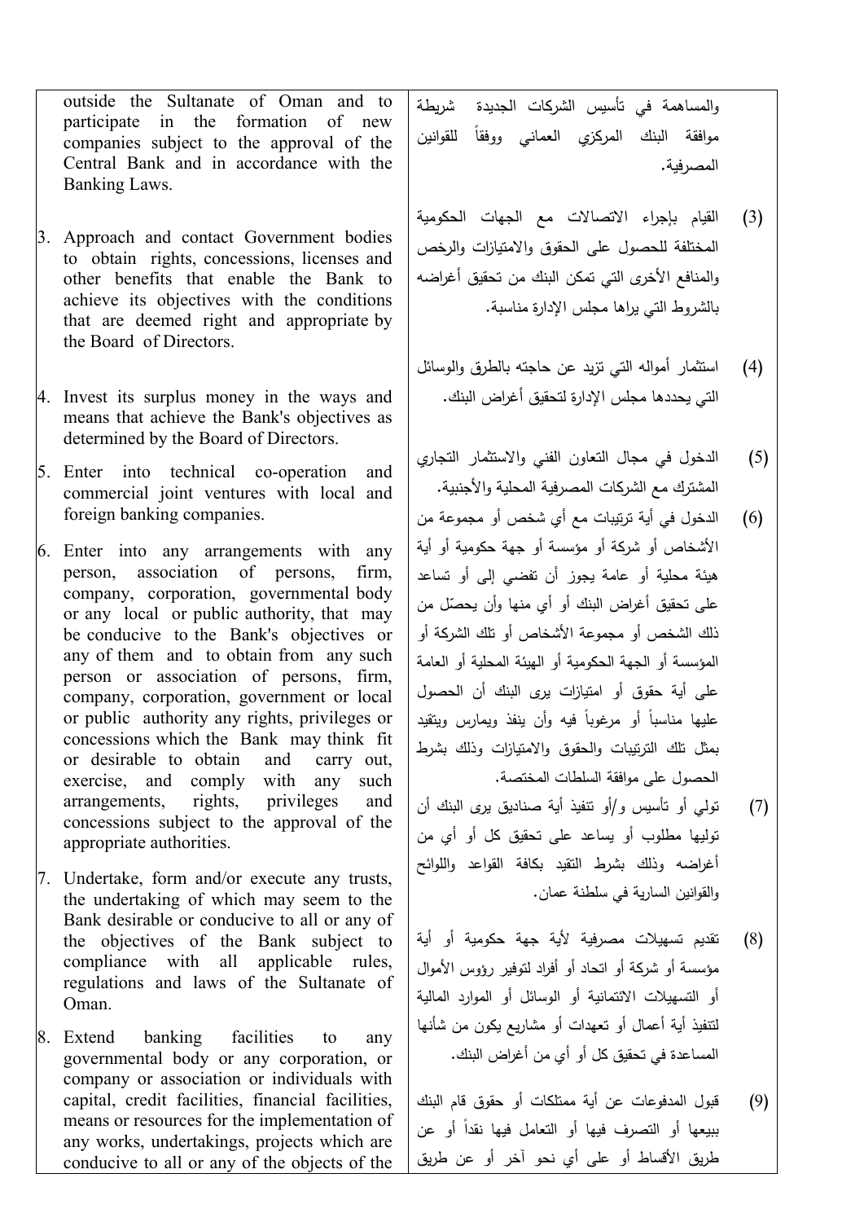| | |
|---|---|
| outside the Sultanate of Oman and to participate in the formation of new companies subject to the approval of the Central Bank and in accordance with the Banking Laws. | والمساهمة في تأسيس الشركات الجديدة شريطة موافقة البنك المركزي العماني ووفقاً للقوانين المصرفية. |
| 3. Approach and contact Government bodies to obtain rights, concessions, licenses and other benefits that enable the Bank to achieve its objectives with the conditions that are deemed right and appropriate by the Board of Directors. | (3) القيام بإجراء الاتصالات مع الجهات الحكومية المختلفة للحصول على الحقوق والامتيازات والرخص والمنافع الأخرى التي تمكن البنك من تحقيق أغراضه بالشروط التي يراها مجلس الإدارة مناسبة. |
| 4. Invest its surplus money in the ways and means that achieve the Bank's objectives as determined by the Board of Directors. | (4) استثمار أمواله التي تزيد عن حاجته بالطرق والوسائل التي يحددها مجلس الإدارة لتحقيق أغراض البنك. |
| 5. Enter into technical co-operation and commercial joint ventures with local and foreign banking companies. | (5) الدخول في مجال التعاون الفني والاستثمار التجاري المشترك مع الشركات المصرفية المحلية والأجنبية. |
| 6. Enter into any arrangements with any person, association of persons, firm, company, corporation, governmental body or any local or public authority, that may be conducive to the Bank's objectives or any of them and to obtain from any such person or association of persons, firm, company, corporation, government or local or public authority any rights, privileges or concessions which the Bank may think fit or desirable to obtain and carry out, exercise, and comply with any such arrangements, rights, privileges and concessions subject to the approval of the appropriate authorities. | (6) الدخول في أية ترتيبات مع أي شخص أو مجموعة من الأشخاص أو شركة أو مؤسسة أو جهة حكومية أو أية هيئة محلية أو عامة يجوز أن تفضي إلى أو تساعد على تحقيق أغراض البنك أو أي منها وأن يحصّل من ذلك الشخص أو مجموعة الأشخاص أو تلك الشركة أو المؤسسة أو الجهة الحكومية أو الهيئة المحلية أو العامة على أية حقوق أو امتيازات يرى البنك أن الحصول عليها مناسباً أو مرغوباً فيه وأن ينفذ ويمارس ويتقيد بمثل تلك الترتيبات والحقوق والامتيازات وذلك بشرط الحصول على موافقة السلطات المختصة. |
| 7. Undertake, form and/or execute any trusts, the undertaking of which may seem to the Bank desirable or conducive to all or any of the objectives of the Bank subject to compliance with all applicable rules, regulations and laws of the Sultanate of Oman. | (7) تولي أو تأسيس و/أو تنفيذ أية صناديق يرى البنك أن توليها مطلوب أو يساعد على تحقيق كل أو أي من أغراضه وذلك بشرط التقيد بكافة القواعد واللوائح والقوانين السارية في سلطنة عمان. |
| 8. Extend banking facilities to any governmental body or any corporation, or company or association or individuals with capital, credit facilities, financial facilities, means or resources for the implementation of any works, undertakings, projects which are conducive to all or any of the objects of the | (8) تقديم تسهيلات مصرفية لأية جهة حكومية أو أية مؤسسة أو شركة أو اتحاد أو أفراد لتوفير رؤوس الأموال أو التسهيلات الائتمانية أو الوسائل أو الموارد المالية لتنفيذ أية أعمال أو تعهدات أو مشاريع يكون من شأنها المساعدة في تحقيق كل أو أي من أغراض البنك. |
| | (9) قبول المدفوعات عن أية ممتلكات أو حقوق قام البنك ببيعها أو التصرف فيها أو التعامل فيها نقداً أو عن طريق الأقساط أو على أي نحو آخر أو عن طريق |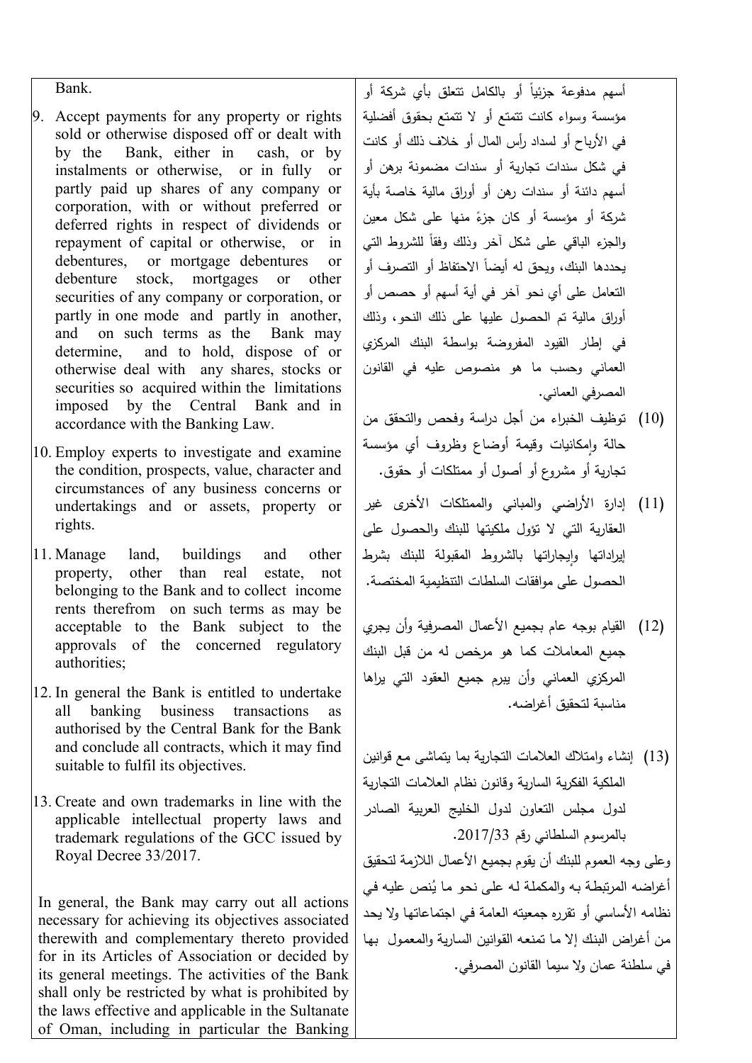| | |
|---|---|
| Bank. | أسهم مدفوعة جزئياً أو بالكامل تتعلق بأي شركة أو مؤسسة وسواء كانت تتمتع أو لا تتمتع بحقوق أفضلية في الأرباح أو لسداد رأس المال أو خلاف ذلك أو كانت في شكل سندات تجارية أو سندات مضمونة برهن أو أسهم دائنة أو سندات رهن أو أوراق مالية خاصة بأية شركة أو مؤسسة أو كان جزءً منها على شكل معين والجزء الباقي على شكل آخر وذلك وفقاً للشروط التي يحددها البنك، ويحق له أيضاً الاحتفاظ أو التصرف أو التعامل على أي نحو آخر في أية أسهم أو حصص أو أوراق مالية تم الحصول عليها على ذلك النحو، وذلك في إطار القيود المفروضة بواسطة البنك المركزي العماني وحسب ما هو منصوص عليه في القانون المصرفي العماني. |
| 9. Accept payments for any property or rights sold or otherwise disposed off or dealt with by the Bank, either in cash, or by instalments or otherwise, or in fully or partly paid up shares of any company or corporation, with or without preferred or deferred rights in respect of dividends or repayment of capital or otherwise, or in debentures, or mortgage debentures or debenture stock, mortgages or other securities of any company or corporation, or partly in one mode and partly in another, and on such terms as the Bank may determine, and to hold, dispose of or otherwise deal with any shares, stocks or securities so acquired within the limitations imposed by the Central Bank and in accordance with the Banking Law. | |
| 10. Employ experts to investigate and examine the condition, prospects, value, character and circumstances of any business concerns or undertakings and or assets, property or rights. | (10) توظيف الخبراء من أجل دراسة وفحص والتحقق من حالة وإمكانيات وقيمة أوضاع وظروف أي مؤسسة تجارية أو مشروع أو أصول أو ممتلكات أو حقوق. |
| 11. Manage land, buildings and other property, other than real estate, not belonging to the Bank and to collect income rents therefrom on such terms as may be acceptable to the Bank subject to the approvals of the concerned regulatory authorities; | (11) إدارة الأراضي والمباني والممتلكات الأخرى غير العقارية التي لا تؤول ملكيتها للبنك والحصول على إيراداتها وإيجاراتها بالشروط المقبولة للبنك بشرط الحصول على موافقات السلطات التنظيمية المختصة. |
| 12. In general the Bank is entitled to undertake all banking business transactions as authorised by the Central Bank for the Bank and conclude all contracts, which it may find suitable to fulfil its objectives. | (12) القيام بوجه عام بجميع الأعمال المصرفية وأن يجري جميع المعاملات كما هو مرخص له من قبل البنك المركزي العماني وأن يبرم جميع العقود التي يراها مناسبة لتحقيق أغراضه. |
| 13. Create and own trademarks in line with the applicable intellectual property laws and trademark regulations of the GCC issued by Royal Decree 33/2017. | (13) إنشاء وامتلاك العلامات التجارية بما يتماشى مع قوانين الملكية الفكرية السارية وقانون نظام العلامات التجارية لدول مجلس التعاون لدول الخليج العربية الصادر بالمرسوم السلطاني رقم 2017/33. |
| In general, the Bank may carry out all actions necessary for achieving its objectives associated therewith and complementary thereto provided for in its Articles of Association or decided by its general meetings. The activities of the Bank shall only be restricted by what is prohibited by the laws effective and applicable in the Sultanate of Oman, including in particular the Banking | وعلى وجه العموم للبنك أن يقوم بجميع الأعمال اللازمة لتحقيق أغراضه المرتبطة به والمكملة له على نحو ما يُنص عليه في نظامه الأساسي أو تقرره جمعيته العامة في اجتماعاتها ولا يحد من أغراض البنك إلا ما تمنعه القوانين السارية والمعمول بها في سلطنة عمان ولا سيما القانون المصرفي. |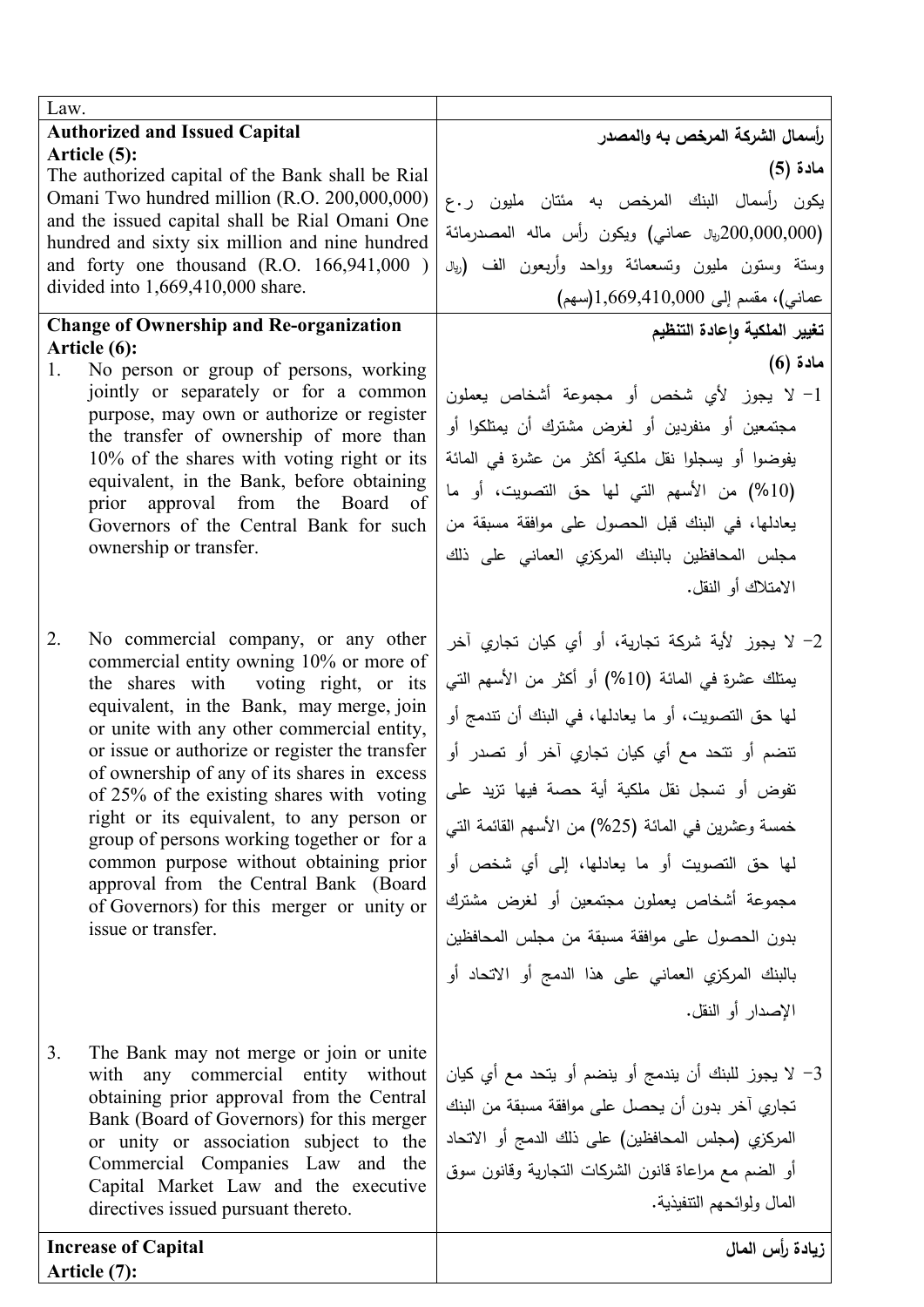| Law. | |
|---|---|
| **Authorized and Issued Capital**<br>**Article (5):**<br>The authorized capital of the Bank shall be Rial Omani Two hundred million (R.O. 200,000,000) and the issued capital shall be Rial Omani One hundred and sixty six million and nine hundred and forty one thousand (R.O. 166,941,000 ) divided into 1,669,410,000 share. | **رأسمال الشركة المرخص به والمصدر**<br>**مادة (5)**<br>يكون رأسمال البنك المرخص به مئتان مليون ر.ع (200,000,000ريال عماني) ويكون رأس ماله المصدرمائة وستة وستون مليون وتسعمائة وواحد وأربعون الف (ريال عماني)، مقسم إلى 1,669,410,000(سهم) |
| **Change of Ownership and Re-organization**<br>**Article (6):**<br>1. No person or group of persons, working jointly or separately or for a common purpose, may own or authorize or register the transfer of ownership of more than 10% of the shares with voting right or its equivalent, in the Bank, before obtaining prior approval from the Board of Governors of the Central Bank for such ownership or transfer. | **تغيير الملكية وإعادة التنظيم**<br>**مادة (6)**<br>1- لا يجوز لأي شخص أو مجموعة أشخاص يعملون مجتمعين أو منفردين أو لغرض مشترك أن يمتلكوا أو يفوضوا أو يسجلوا نقل ملكية أكثر من عشرة في المائة (10%) من الأسهم التي لها حق التصويت، أو ما يعادلها، في البنك قبل الحصول على موافقة مسبقة من مجلس المحافظين بالبنك المركزي العماني على ذلك الامتلاك أو النقل. |
| 2. No commercial company, or any other commercial entity owning 10% or more of the shares with voting right, or its equivalent, in the Bank, may merge, join or unite with any other commercial entity, or issue or authorize or register the transfer of ownership of any of its shares in excess of 25% of the existing shares with voting right or its equivalent, to any person or group of persons working together or for a common purpose without obtaining prior approval from the Central Bank (Board of Governors) for this merger or unity or issue or transfer. | 2- لا يجوز لأية شركة تجارية، أو أي كيان تجاري آخر يمتلك عشرة في المائة (10%) أو أكثر من الأسهم التي لها حق التصويت، أو ما يعادلها، في البنك أن تندمج أو تنضم أو تتحد مع أي كيان تجاري آخر أو تصدر أو تفوض أو تسجل نقل ملكية أية حصة فيها تزيد على خمسة وعشرين في المائة (25%) من الأسهم القائمة التي لها حق التصويت أو ما يعادلها، إلى أي شخص أو مجموعة أشخاص يعملون مجتمعين أو لغرض مشترك بدون الحصول على موافقة مسبقة من مجلس المحافظين بالبنك المركزي العماني على هذا الدمج أو الاتحاد أو الإصدار أو النقل. |
| 3. The Bank may not merge or join or unite with any commercial entity without obtaining prior approval from the Central Bank (Board of Governors) for this merger or unity or association subject to the Commercial Companies Law and the Capital Market Law and the executive directives issued pursuant thereto. | 3- لا يجوز للبنك أن يندمج أو ينضم أو يتحد مع أي كيان تجاري آخر بدون أن يحصل على موافقة مسبقة من البنك المركزي (مجلس المحافظين) على ذلك الدمج أو الاتحاد أو الضم مع مراعاة قانون الشركات التجارية وقانون سوق المال ولوائحهم التنفيذية. |
| **Increase of Capital**<br>**Article (7):** | **زيادة رأس المال** |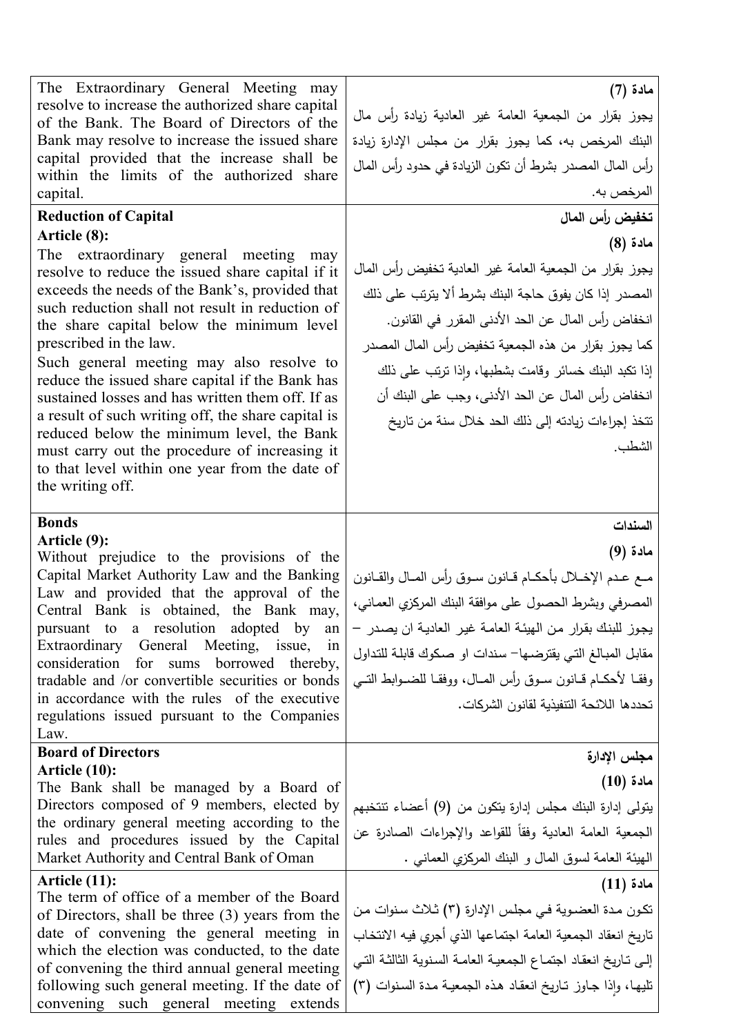| | |
|---|---|
| The Extraordinary General Meeting may resolve to increase the authorized share capital of the Bank. The Board of Directors of the Bank may resolve to increase the issued share capital provided that the increase shall be within the limits of the authorized share capital. | **مادة (7)**<br>يجوز بقرار من الجمعية العامة غير العادية زيادة رأس مال البنك المرخص به، كما يجوز بقرار من مجلس الإدارة زيادة رأس المال المصدر بشرط أن تكون الزيادة في حدود رأس المال المرخص به. |
| **Reduction of Capital**<br>**Article (8):**<br>The extraordinary general meeting may resolve to reduce the issued share capital if it exceeds the needs of the Bank's, provided that such reduction shall not result in reduction of the share capital below the minimum level prescribed in the law.<br>Such general meeting may also resolve to reduce the issued share capital if the Bank has sustained losses and has written them off. If as a result of such writing off, the share capital is reduced below the minimum level, the Bank must carry out the procedure of increasing it to that level within one year from the date of the writing off. | **تخفيض رأس المال**<br>**مادة (8)**<br>يجوز بقرار من الجمعية العامة غير العادية تخفيض رأس المال المصدر إذا كان يفوق حاجة البنك بشرط ألا يترتب على ذلك انخفاض رأس المال عن الحد الأدنى المقرر في القانون.<br>كما يجوز بقرار من هذه الجمعية تخفيض رأس المال المصدر إذا تكبد البنك خسائر وقامت بشطبها، وإذا ترتب على ذلك انخفاض رأس المال عن الحد الأدنى، وجب على البنك أن تتخذ إجراءات زيادته إلى ذلك الحد خلال سنة من تاريخ الشطب. |
| **Bonds**<br>**Article (9):**<br>Without prejudice to the provisions of the Capital Market Authority Law and the Banking Law and provided that the approval of the Central Bank is obtained, the Bank may, pursuant to a resolution adopted by an Extraordinary General Meeting, issue, in consideration for sums borrowed thereby, tradable and /or convertible securities or bonds in accordance with the rules of the executive regulations issued pursuant to the Companies Law. | **السندات**<br>**مادة (9)**<br>مع عدم الإخلال بأحكام قانون سوق رأس المال والقانون المصرفي وبشرط الحصول على موافقة البنك المركزي العماني، يجوز للبنك بقرار من الهيئة العامة غير العادية ان يصدر – مقابل المبالغ التي يقترضها– سندات او صكوك قابلة للتداول وفقا لأحكام قانون سوق رأس المال، ووفقا للضوابط التي تحددها اللائحة التنفيذية لقانون الشركات. |
| **Board of Directors**<br>**Article (10):**<br>The Bank shall be managed by a Board of Directors composed of 9 members, elected by the ordinary general meeting according to the rules and procedures issued by the Capital Market Authority and Central Bank of Oman | **مجلس الإدارة**<br>**مادة (10)**<br>يتولى إدارة البنك مجلس إدارة يتكون من (9) أعضاء تنتخبهم الجمعية العامة العادية وفقاً للقواعد والإجراءات الصادرة عن الهيئة العامة لسوق المال و البنك المركزي العماني . |
| **Article (11):**<br>The term of office of a member of the Board of Directors, shall be three (3) years from the date of convening the general meeting in which the election was conducted, to the date of convening the third annual general meeting following such general meeting. If the date of convening such general meeting extends | **مادة (11)**<br>تكون مدة العضوية في مجلس الإدارة (٣) ثلاث سنوات من تاريخ انعقاد الجمعية العامة اجتماعها الذي أجري فيه الانتخاب إلى تاريخ انعقاد اجتماع الجمعية العامة السنوية الثالثة التي تليها، وإذا جاوز تاريخ انعقاد هذه الجمعية مدة السنوات (٣) |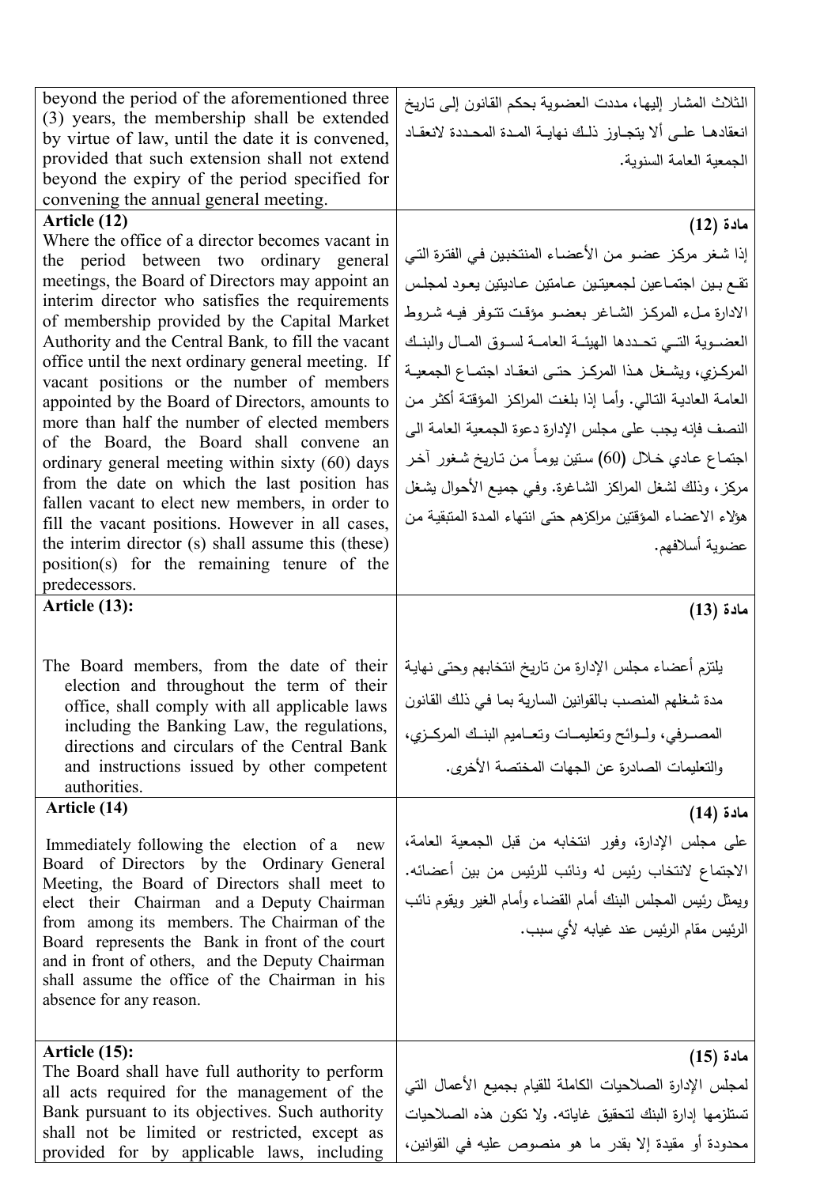| | |
|---|---|
| beyond the period of the aforementioned three (3) years, the membership shall be extended by virtue of law, until the date it is convened, provided that such extension shall not extend beyond the expiry of the period specified for convening the annual general meeting. | الثلاث المشار إليها، مددت العضوية بحكم القانون إلى تاريخ انعقادها على ألا يتجاوز ذلك نهاية المدة المحددة لانعقاد الجمعية العامة السنوية. |
| **Article (12)**<br>Where the office of a director becomes vacant in the period between two ordinary general meetings, the Board of Directors may appoint an interim director who satisfies the requirements of membership provided by the Capital Market Authority and the Central Bank, to fill the vacant office until the next ordinary general meeting. If vacant positions or the number of members appointed by the Board of Directors, amounts to more than half the number of elected members of the Board, the Board shall convene an ordinary general meeting within sixty (60) days from the date on which the last position has fallen vacant to elect new members, in order to fill the vacant positions. However in all cases, the interim director (s) shall assume this (these) position(s) for the remaining tenure of the predecessors. | **مادة (12)**<br>إذا شغر مركز عضو من الأعضاء المنتخبين في الفترة التي تقع بين اجتماعين لجمعيتين عامتين عاديتين يعود لمجلس الادارة ملء المركز الشاغر بعضو مؤقت تتوفر فيه شروط العضوية التي تحددها الهيئة العامة لسوق المال والبنك المركزي، ويشغل هذا المركز حتى انعقاد اجتماع الجمعية العامة العادية التالي. وأما إذا بلغت المراكز المؤقتة أكثر من النصف فإنه يجب على مجلس الإدارة دعوة الجمعية العامة الى اجتماع عادي خلال (60) ستين يوماً من تاريخ شغور آخر مركز، وذلك لشغل المراكز الشاغرة. وفي جميع الأحوال يشغل هؤلاء الاعضاء المؤقتين مراكزهم حتى انتهاء المدة المتبقية من عضوية أسلافهم. |
| **Article (13):**<br>The Board members, from the date of their election and throughout the term of their office, shall comply with all applicable laws including the Banking Law, the regulations, directions and circulars of the Central Bank and instructions issued by other competent authorities. | **مادة (13)**<br>يلتزم أعضاء مجلس الإدارة من تاريخ انتخابهم وحتى نهاية مدة شغلهم المنصب بالقوانين السارية بما في ذلك القانون المصرفي، ولوائح وتعليمات وتعاميم البنك المركزي، والتعليمات الصادرة عن الجهات المختصة الأخرى. |
| **Article (14)**<br>Immediately following the election of a new Board of Directors by the Ordinary General Meeting, the Board of Directors shall meet to elect their Chairman and a Deputy Chairman from among its members. The Chairman of the Board represents the Bank in front of the court and in front of others, and the Deputy Chairman shall assume the office of the Chairman in his absence for any reason. | **مادة (14)**<br>على مجلس الإدارة، وفور انتخابه من قبل الجمعية العامة، الاجتماع لانتخاب رئيس له ونائب للرئيس من بين أعضائه. ويمثل رئيس المجلس البنك أمام القضاء وأمام الغير ويقوم نائب الرئيس مقام الرئيس عند غيابه لأي سبب. |
| **Article (15):**<br>The Board shall have full authority to perform all acts required for the management of the Bank pursuant to its objectives. Such authority shall not be limited or restricted, except as provided for by applicable laws, including | **مادة (15)**<br>لمجلس الإدارة الصلاحيات الكاملة للقيام بجميع الأعمال التي تستلزمها إدارة البنك لتحقيق غاياته. ولا تكون هذه الصلاحيات محدودة أو مقيدة إلا بقدر ما هو منصوص عليه في القوانين، |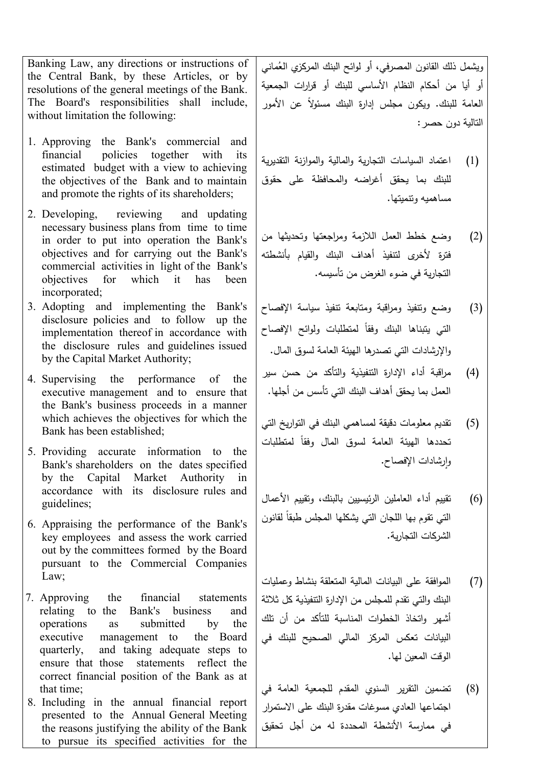| | |
|---|---|
| Banking Law, any directions or instructions of the Central Bank, by these Articles, or by resolutions of the general meetings of the Bank. The Board's responsibilities shall include, without limitation the following: | ويشمل ذلك القانون المصرفي، أو لوائح البنك المركزي العُماني أو أيا من أحكام النظام الأساسي للبنك أو قرارات الجمعية العامة للبنك. ويكون مجلس إدارة البنك مسئولاً عن الأمور التالية دون حصر: |
| 1. Approving the Bank's commercial and financial policies together with its estimated budget with a view to achieving the objectives of the Bank and to maintain and promote the rights of its shareholders; | (1) اعتماد السياسات التجارية والمالية والموازنة التقديرية للبنك بما يحقق أغراضه والمحافظة على حقوق مساهميه وتنميتها. |
| 2. Developing, reviewing and updating necessary business plans from time to time in order to put into operation the Bank's objectives and for carrying out the Bank's commercial activities in light of the Bank's objectives for which it has been incorporated; | (2) وضع خطط العمل اللازمة ومراجعتها وتحديثها من فترة لأخرى لتنفيذ أهداف البنك والقيام بأنشطته التجارية في ضوء الغرض من تأسيسه. |
| 3. Adopting and implementing the Bank's disclosure policies and to follow up the implementation thereof in accordance with the disclosure rules and guidelines issued by the Capital Market Authority; | (3) وضع وتنفيذ ومراقبة ومتابعة تنفيذ سياسة الإفصاح التي يتبناها البنك وفقاً لمتطلبات ولوائح الإفصاح والإرشادات التي تصدرها الهيئة العامة لسوق المال. |
| 4. Supervising the performance of the executive management and to ensure that the Bank's business proceeds in a manner which achieves the objectives for which the Bank has been established; | (4) مراقبة أداء الإدارة التنفيذية والتأكد من حسن سير العمل بما يحقق أهداف البنك التي تأسس من أجلها. |
| 5. Providing accurate information to the Bank's shareholders on the dates specified by the Capital Market Authority in accordance with its disclosure rules and guidelines; | (5) تقديم معلومات دقيقة لمساهمي البنك في التواريخ التي تحددها الهيئة العامة لسوق المال وفقاً لمتطلبات وإرشادات الإفصاح. |
| 6. Appraising the performance of the Bank's key employees and assess the work carried out by the committees formed by the Board pursuant to the Commercial Companies Law; | (6) تقييم أداء العاملين الرئيسيين بالبنك، وتقييم الأعمال التي تقوم بها اللجان التي يشكلها المجلس طبقاً لقانون الشركات التجارية. |
| 7. Approving the financial statements relating to the Bank's business and operations as submitted by the executive management to the Board quarterly, and taking adequate steps to ensure that those statements reflect the correct financial position of the Bank as at that time; | (7) الموافقة على البيانات المالية المتعلقة بنشاط وعمليات البنك والتي تقدم للمجلس من الإدارة التنفيذية كل ثلاثة أشهر واتخاذ الخطوات المناسبة للتأكد من أن تلك البيانات تعكس المركز المالي الصحيح للبنك في الوقت المعين لها. |
| 8. Including in the annual financial report presented to the Annual General Meeting the reasons justifying the ability of the Bank to pursue its specified activities for the | (8) تضمين التقرير السنوي المقدم للجمعية العامة في اجتماعها العادي مسوغات مقدرة البنك على الاستمرار في ممارسة الأنشطة المحددة له من أجل تحقيق |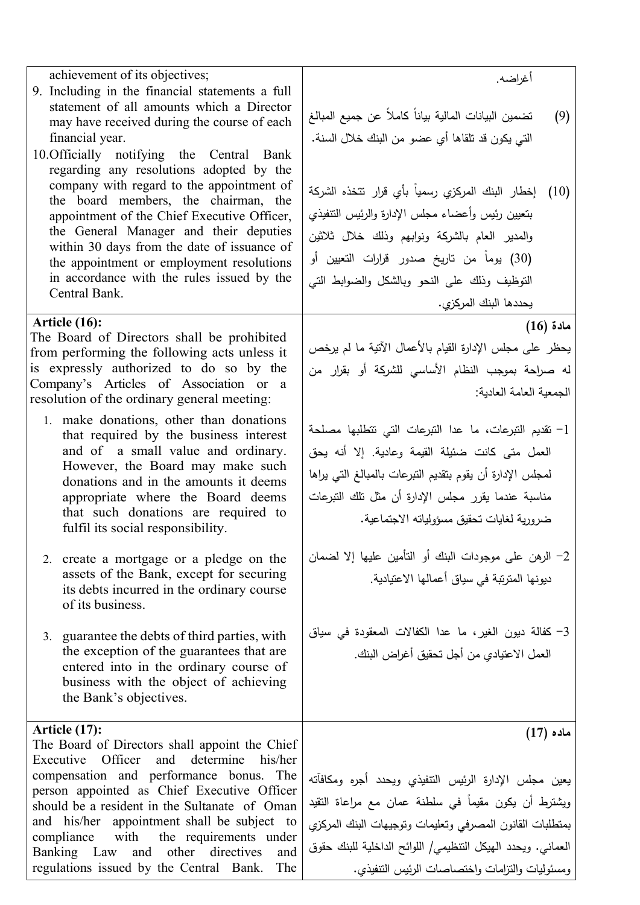| | |
|---|---|
| achievement of its objectives;<br>9. Including in the financial statements a full statement of all amounts which a Director may have received during the course of each financial year.<br>10. Officially notifying the Central Bank regarding any resolutions adopted by the company with regard to the appointment of the board members, the chairman, the appointment of the Chief Executive Officer, the General Manager and their deputies within 30 days from the date of issuance of the appointment or employment resolutions in accordance with the rules issued by the Central Bank. | أغراضه.<br>(9) تضمين البيانات المالية بياناً كاملاً عن جميع المبالغ التي يكون قد تلقاها أي عضو من البنك خلال السنة.<br>(10) إخطار البنك المركزي رسمياً بأي قرار تتخذه الشركة بتعيين رئيس وأعضاء مجلس الإدارة والرئيس التنفيذي والمدير العام بالشركة ونوابهم وذلك خلال ثلاثين (30) يوماً من تاريخ صدور قرارات التعيين أو التوظيف وذلك على النحو وبالشكل والضوابط التي يحددها البنك المركزي. |
| **Article (16):**<br>The Board of Directors shall be prohibited from performing the following acts unless it is expressly authorized to do so by the Company's Articles of Association or a resolution of the ordinary general meeting:<br>1. make donations, other than donations that required by the business interest and of a small value and ordinary. However, the Board may make such donations and in the amounts it deems appropriate where the Board deems that such donations are required to fulfil its social responsibility.<br>2. create a mortgage or a pledge on the assets of the Bank, except for securing its debts incurred in the ordinary course of its business.<br>3. guarantee the debts of third parties, with the exception of the guarantees that are entered into in the ordinary course of business with the object of achieving the Bank's objectives. | **مادة (16)**<br>يحظر على مجلس الإدارة القيام بالأعمال الآتية ما لم يرخص له صراحة بموجب النظام الأساسي للشركة أو بقرار من الجمعية العامة العادية:<br>1- تقديم التبرعات، ما عدا التبرعات التي تتطلبها مصلحة العمل متى كانت ضئيلة القيمة وعادية. إلا أنه يحق لمجلس الإدارة أن يقوم بتقديم التبرعات بالمبالغ التي يراها مناسبة عندما يقرر مجلس الإدارة أن مثل تلك التبرعات ضرورية لغايات تحقيق مسؤولياته الاجتماعية.<br>2- الرهن على موجودات البنك أو التأمين عليها إلا لضمان ديونها المترتبة في سياق أعمالها الاعتيادية.<br>3- كفالة ديون الغير، ما عدا الكفالات المعقودة في سياق العمل الاعتيادي من أجل تحقيق أغراض البنك. |
| **Article (17):**<br>The Board of Directors shall appoint the Chief Executive Officer and determine his/her compensation and performance bonus. The person appointed as Chief Executive Officer should be a resident in the Sultanate of Oman and his/her appointment shall be subject to compliance with the requirements under Banking Law and other directives and regulations issued by the Central Bank. The | **ماده (17)**<br>يعين مجلس الإدارة الرئيس التنفيذي ويحدد أجره ومكافآته ويشترط أن يكون مقيماً في سلطنة عمان مع مراعاة التقيد بمتطلبات القانون المصرفي وتعليمات وتوجيهات البنك المركزي العماني. ويحدد الهيكل التنظيمي/ اللوائح الداخلية للبنك حقوق ومسئوليات والتزامات واختصاصات الرئيس التنفيذي. |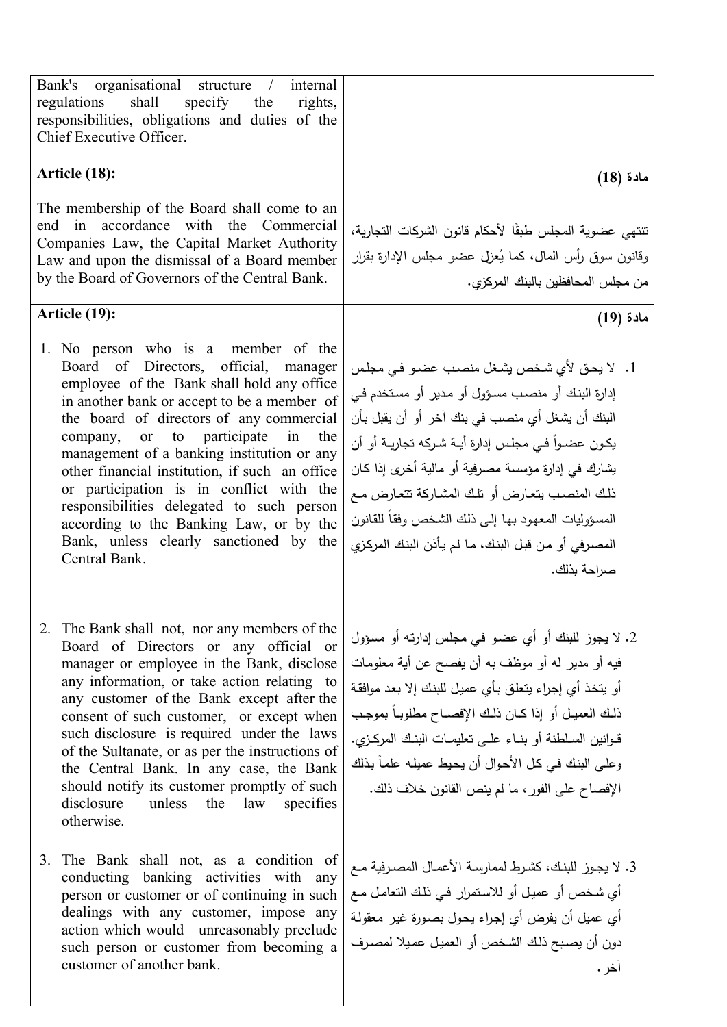| | |
|---|---|
| Bank's organisational structure / internal regulations shall specify the rights, responsibilities, obligations and duties of the Chief Executive Officer. | |
| **Article (18):**<br><br>The membership of the Board shall come to an end in accordance with the Commercial Companies Law, the Capital Market Authority Law and upon the dismissal of a Board member by the Board of Governors of the Central Bank. | **مادة (18)**<br><br>تنتهي عضوية المجلس طبقًا لأحكام قانون الشركات التجارية، وقانون سوق رأس المال، كما يُعزل عضو مجلس الإدارة بقرار من مجلس المحافظين بالبنك المركزي. |
| **Article (19):**<br><br>1. No person who is a member of the Board of Directors, official, manager employee of the Bank shall hold any office in another bank or accept to be a member of the board of directors of any commercial company, or to participate in the management of a banking institution or any other financial institution, if such an office or participation is in conflict with the responsibilities delegated to such person according to the Banking Law, or by the Bank, unless clearly sanctioned by the Central Bank.<br><br>2. The Bank shall not, nor any members of the Board of Directors or any official or manager or employee in the Bank, disclose any information, or take action relating to any customer of the Bank except after the consent of such customer, or except when such disclosure is required under the laws of the Sultanate, or as per the instructions of the Central Bank. In any case, the Bank should notify its customer promptly of such disclosure unless the law specifies otherwise.<br><br>3. The Bank shall not, as a condition of conducting banking activities with any person or customer or of continuing in such dealings with any customer, impose any action which would unreasonably preclude such person or customer from becoming a customer of another bank. | **مادة (19)**<br><br>1. لا يحق لأي شخص يشغل منصب عضو في مجلس إدارة البنك أو منصب مسؤول أو مدير أو مستخدم في البنك أن يشغل أي منصب في بنك آخر أو أن يقبل بأن يكون عضواً في مجلس إدارة أية شركه تجارية أو أن يشارك في إدارة مؤسسة مصرفية أو مالية أخرى إذا كان ذلك المنصب يتعارض أو تلك المشاركة تتعارض مع المسؤوليات المعهود بها إلى ذلك الشخص وفقاً للقانون المصرفي أو من قبل البنك، ما لم يأذن البنك المركزي صراحة بذلك.<br><br>2. لا يجوز للبنك أو أي عضو في مجلس إدارته أو مسؤول فيه أو مدير له أو موظف به أن يفصح عن أية معلومات أو يتخذ أي إجراء يتعلق بأي عميل للبنك إلا بعد موافقة ذلك العميل أو إذا كان ذلك الإفصاح مطلوباً بموجب قوانين السلطنة أو بناء على تعليمات البنك المركزي. وعلى البنك في كل الأحوال أن يحيط عميله علماً بذلك الإفصاح على الفور، ما لم ينص القانون خلاف ذلك.<br><br>3. لا يجوز للبنك، كشرط لممارسة الأعمال المصرفية مع أي شخص أو عميل أو للاستمرار في ذلك التعامل مع أي عميل أن يفرض أي إجراء يحول بصورة غير معقولة دون أن يصبح ذلك الشخص أو العميل عميلا لمصرف آخر. |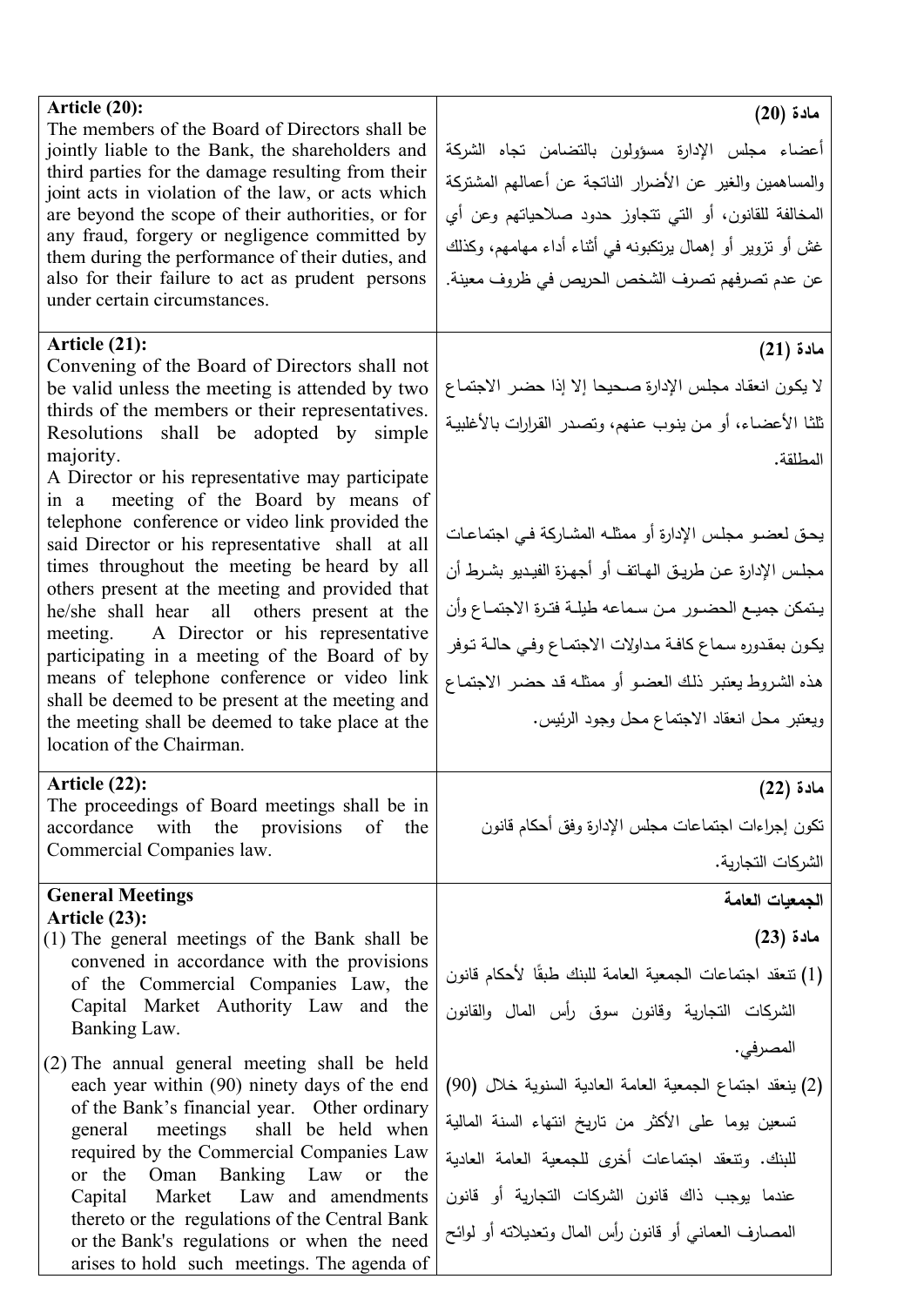| English | العربية |
|---|---|
| **Article (20):**<br>The members of the Board of Directors shall be jointly liable to the Bank, the shareholders and third parties for the damage resulting from their joint acts in violation of the law, or acts which are beyond the scope of their authorities, or for any fraud, forgery or negligence committed by them during the performance of their duties, and also for their failure to act as prudent persons under certain circumstances. | **مادة (20)**<br>أعضاء مجلس الإدارة مسؤولون بالتضامن تجاه الشركة والمساهمين والغير عن الأضرار الناتجة عن أعمالهم المشتركة المخالفة للقانون، أو التي تتجاوز حدود صلاحياتهم وعن أي غش أو تزوير أو إهمال يرتكبونه في أثناء أداء مهامهم، وكذلك عن عدم تصرفهم تصرف الشخص الحريص في ظروف معينة. |
| **Article (21):**<br>Convening of the Board of Directors shall not be valid unless the meeting is attended by two thirds of the members or their representatives. Resolutions shall be adopted by simple majority.<br>A Director or his representative may participate in a meeting of the Board by means of telephone conference or video link provided the said Director or his representative shall at all times throughout the meeting be heard by all others present at the meeting and provided that he/she shall hear all others present at the meeting. A Director or his representative participating in a meeting of the Board of by means of telephone conference or video link shall be deemed to be present at the meeting and the meeting shall be deemed to take place at the location of the Chairman. | **مادة (21)**<br>لا يكون انعقاد مجلس الإدارة صحيحا إلا إذا حضر الاجتماع ثلثا الأعضاء، أو من ينوب عنهم، وتصدر القرارات بالأغلبية المطلقة.<br>يحق لعضو مجلس الإدارة أو ممثله المشاركة في اجتماعات مجلس الإدارة عن طريق الهاتف أو أجهزة الفيديو بشرط أن يتمكن جميع الحضور من سماعه طيلة فترة الاجتماع وأن يكون بمقدوره سماع كافة مداولات الاجتماع وفي حالة توفر هذه الشروط يعتبر ذلك العضو أو ممثله قد حضر الاجتماع ويعتبر محل انعقاد الاجتماع محل وجود الرئيس. |
| **Article (22):**<br>The proceedings of Board meetings shall be in accordance with the provisions of the Commercial Companies law. | **مادة (22)**<br>تكون إجراءات اجتماعات مجلس الإدارة وفق أحكام قانون الشركات التجارية. |
| **General Meetings**<br>**Article (23):**<br>(1) The general meetings of the Bank shall be convened in accordance with the provisions of the Commercial Companies Law, the Capital Market Authority Law and the Banking Law.<br>(2) The annual general meeting shall be held each year within (90) ninety days of the end of the Bank's financial year. Other ordinary general meetings shall be held when required by the Commercial Companies Law or the Oman Banking Law or the Capital Market Law and amendments thereto or the regulations of the Central Bank or the Bank's regulations or when the need arises to hold such meetings. The agenda of | **الجمعيات العامة**<br>**مادة (23)**<br>(1) تنعقد اجتماعات الجمعية العامة للبنك طبقًا لأحكام قانون الشركات التجارية وقانون سوق رأس المال والقانون المصرفي.<br>(2) ينعقد اجتماع الجمعية العامة العادية السنوية خلال (90) تسعين يوما على الأكثر من تاريخ انتهاء السنة المالية للبنك. وتنعقد اجتماعات أخرى للجمعية العامة العادية عندما يوجب ذلك قانون الشركات التجارية أو قانون المصارف العماني أو قانون رأس المال وتعديلاته أو لوائح |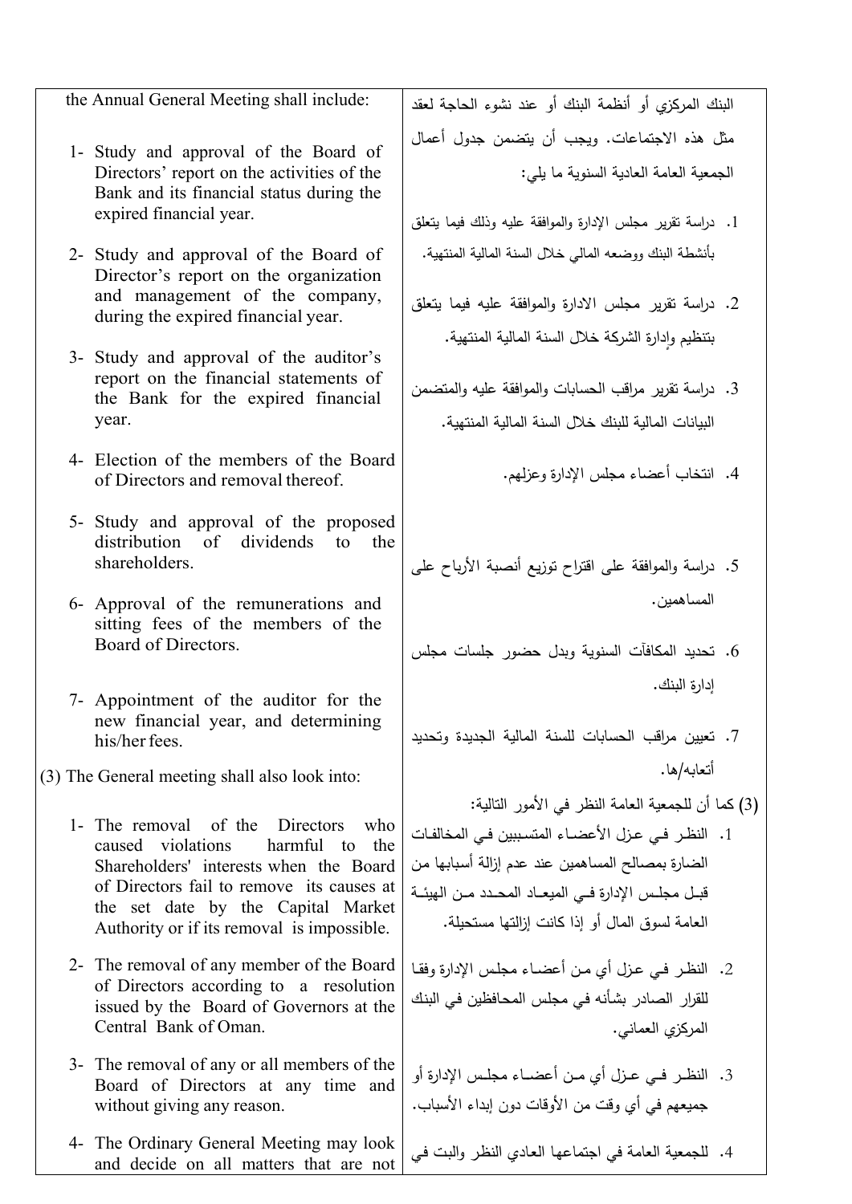| the Annual General Meeting shall include: | البنك المركزي أو أنظمة البنك أو عند نشوء الحاجة لعقد مثل هذه الاجتماعات. ويجب أن يتضمن جدول أعمال الجمعية العامة العادية السنوية ما يلي: |
|---|---|
| 1- Study and approval of the Board of Directors' report on the activities of the Bank and its financial status during the expired financial year. | 1. دراسة تقرير مجلس الإدارة والموافقة عليه وذلك فيما يتعلق بأنشطة البنك ووضعه المالي خلال السنة المالية المنتهية. |
| 2- Study and approval of the Board of Director's report on the organization and management of the company, during the expired financial year. | 2. دراسة تقرير مجلس الادارة والموافقة عليه فيما يتعلق بتنظيم وإدارة الشركة خلال السنة المالية المنتهية. |
| 3- Study and approval of the auditor's report on the financial statements of the Bank for the expired financial year. | 3. دراسة تقرير مراقب الحسابات والموافقة عليه والمتضمن البيانات المالية للبنك خلال السنة المالية المنتهية. |
| 4- Election of the members of the Board of Directors and removal thereof. | 4. انتخاب أعضاء مجلس الإدارة وعزلهم. |
| 5- Study and approval of the proposed distribution of dividends to the shareholders. | 5. دراسة والموافقة على اقتراح توزيع أنصبة الأرباح على المساهمين. |
| 6- Approval of the remunerations and sitting fees of the members of the Board of Directors. | 6. تحديد المكافآت السنوية وبدل حضور جلسات مجلس إدارة البنك. |
| 7- Appointment of the auditor for the new financial year, and determining his/her fees. | 7. تعيين مراقب الحسابات للسنة المالية الجديدة وتحديد أتعابه/ها. |
| (3) The General meeting shall also look into: | (3) كما أن للجمعية العامة النظر في الأمور التالية: |
| 1- The removal of the Directors who caused violations harmful to the Shareholders' interests when the Board of Directors fail to remove its causes at the set date by the Capital Market Authority or if its removal is impossible. | 1. النظر في عزل الأعضاء المتسببين في المخالفات الضارة بمصالح المساهمين عند عدم إزالة أسبابها من قبل مجلس الإدارة في الميعاد المحدد من الهيئة العامة لسوق المال أو إذا كانت إزالتها مستحيلة. |
| 2- The removal of any member of the Board of Directors according to a resolution issued by the Board of Governors at the Central Bank of Oman. | 2. النظر في عزل أي من أعضاء مجلس الإدارة وفقا للقرار الصادر بشأنه في مجلس المحافظين في البنك المركزي العماني. |
| 3- The removal of any or all members of the Board of Directors at any time and without giving any reason. | 3. النظر في عزل أي من أعضاء مجلس الإدارة أو جميعهم في أي وقت من الأوقات دون إبداء الأسباب. |
| 4- The Ordinary General Meeting may look and decide on all matters that are not | 4. للجمعية العامة في اجتماعها العادي النظر والبت في |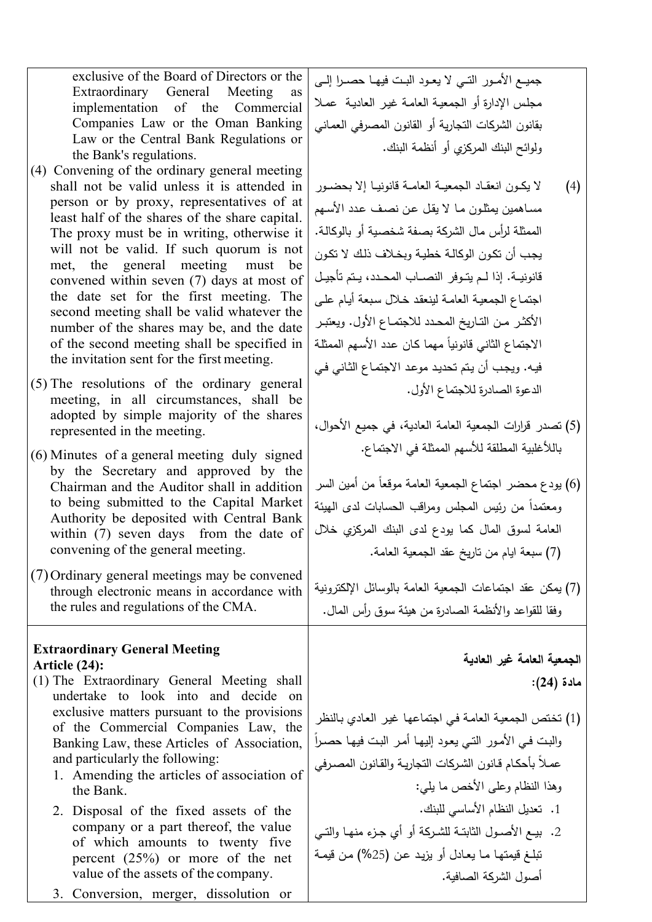| | |
|---|---|
| exclusive of the Board of Directors or the Extraordinary General Meeting as implementation of the Commercial Companies Law or the Oman Banking Law or the Central Bank Regulations or the Bank's regulations. | جميـع الأمـور التـي لا يعـود البـت فيهـا حصـرا إلـى مجلس الإدارة أو الجمعية العامـة غير العاديـة عمـلا بقانون الشركات التجارية أو القانون المصرفي العماني ولوائح البنك المركزي أو أنظمة البنك. |
| (4) Convening of the ordinary general meeting shall not be valid unless it is attended in person or by proxy, representatives of at least half of the shares of the share capital. The proxy must be in writing, otherwise it will not be valid. If such quorum is not met, the general meeting must be convened within seven (7) days at most of the date set for the first meeting. The second meeting shall be valid whatever the number of the shares may be, and the date of the second meeting shall be specified in the invitation sent for the first meeting. | (4) لا يكـون انعقـاد الجمعيـة العامـة قانونيـا إلا بحضـور مساهمين يمثلـون مـا لا يقل عن نصـف عدد الأسـهم الممثلة لرأس مال الشركة بصفة شخصية أو بالوكالـة. يجب أن تكون الوكالـة خطيـة وبخـلاف ذلك لا تكون قانونيـة. إذا لـم يتـوفر النصـاب المحـدد، يـتم تأجيـل اجتمـاع الجمعيـة العامـة لينعقد خـلال سبعة أيـام على الأكثـر مـن التـاريخ المحـدد للاجتمـاع الأول. ويعتبـر الاجتماع الثاني قانونياً مهما كـان عـدد الأسهم الممثلة فيـه. ويجب أن يتم تحديد موعد الاجتمـاع الثاني في الدعوة الصادرة للاجتماع الأول. |
| (5) The resolutions of the ordinary general meeting, in all circumstances, shall be adopted by simple majority of the shares represented in the meeting. | (5) تصدر قرارات الجمعية العامة العادية، في جميع الأحوال، بالأغلبية المطلقة للأسهم الممثلة في الاجتماع. |
| (6) Minutes of a general meeting duly signed by the Secretary and approved by the Chairman and the Auditor shall in addition to being submitted to the Capital Market Authority be deposited with Central Bank within (7) seven days from the date of convening of the general meeting. | (6) يودع محضر اجتماع الجمعية العامة موقعاً من أمين السر ومعتمداً من رئيس المجلس ومراقب الحسابات لدى الهيئة العامة لسوق المال كما يودع لدى البنك المركزي خلال (7) سبعة ايام من تاريخ عقد الجمعية العامة. |
| (7) Ordinary general meetings may be convened through electronic means in accordance with the rules and regulations of the CMA. | (7) يمكن عقد اجتماعات الجمعية العامة بالوسائل الإلكترونية وفقا للقواعد والأنظمة الصادرة من هيئة سوق رأس المال. |
| **Extraordinary General Meeting**<br>**Article (24):**<br>(1) The Extraordinary General Meeting shall undertake to look into and decide on exclusive matters pursuant to the provisions of the Commercial Companies Law, the Banking Law, these Articles of Association, and particularly the following:<br>1. Amending the articles of association of the Bank.<br>2. Disposal of the fixed assets of the company or a part thereof, the value of which amounts to twenty five percent (25%) or more of the net value of the assets of the company.<br>3. Conversion, merger, dissolution or | **الجمعية العامة غير العادية**<br>**مادة (24):**<br>(1) تختص الجمعية العامة في اجتماعها غير العادي بالنظر والبت في الأمور التي يعود إليها أمر البت فيها حصراً عملاً بأحكام قانون الشركات التجارية والقانون المصرفي وهذا النظام وعلى الأخص ما يلي:<br>1. تعديل النظام الأساسي للبنك.<br>2. بيـع الأصـول الثابتـة للشـركة أو أي جـزء منهـا والتـي تبلـغ قيمتها مـا يعـادل أو يزيـد عن (25%) من قيمـة أصول الشركة الصافية. |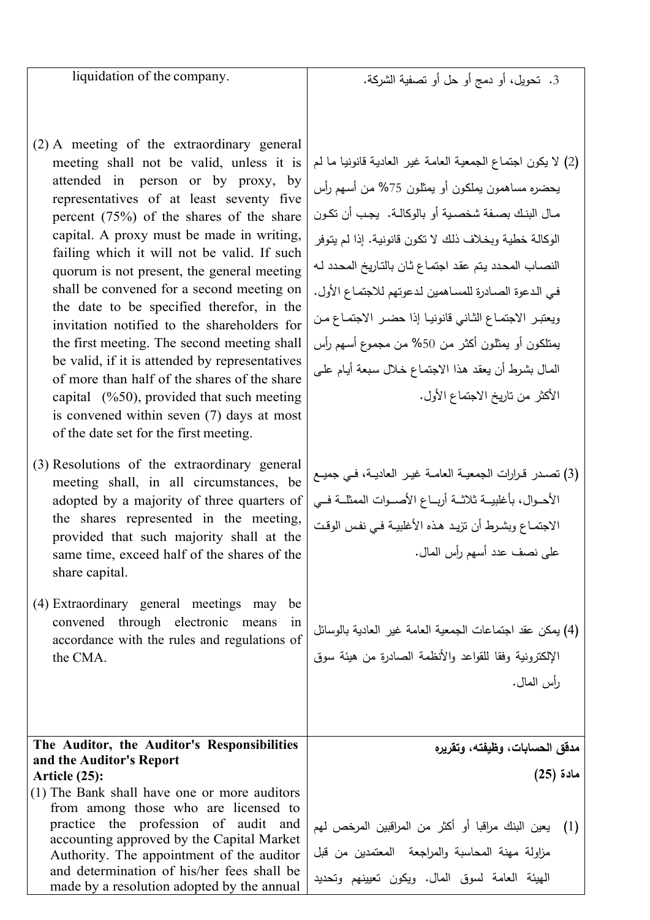| English | Arabic |
|---|---|
| liquidation of the company. | 3. تحويل، أو دمج أو حل أو تصفية الشركة. |
| (2) A meeting of the extraordinary general meeting shall not be valid, unless it is attended in person or by proxy, by representatives of at least seventy five percent (75%) of the shares of the share capital. A proxy must be made in writing, failing which it will not be valid. If such quorum is not present, the general meeting shall be convened for a second meeting on the date to be specified therefor, in the invitation notified to the shareholders for the first meeting. The second meeting shall be valid, if it is attended by representatives of more than half of the shares of the share capital (%50), provided that such meeting is convened within seven (7) days at most of the date set for the first meeting. | (2) لا يكون اجتماع الجمعية العامة غير العادية قانونيا ما لم يحضره مساهمون يملكون أو يمثلون 75% من أسهم رأس مال البنك بصفة شخصية أو بالوكالة. يجب أن تكون الوكالة خطية وبخلاف ذلك لا تكون قانونية. إذا لم يتوفر النصاب المحدد يتم عقد اجتماع ثان بالتاريخ المحدد له في الدعوة الصادرة للمساهمين لدعوتهم للاجتماع الأول. ويعتبر الاجتماع الثاني قانونيا إذا حضر الاجتماع من يمتلكون أو يمثلون أكثر من 50% من مجموع أسهم رأس المال بشرط أن يعقد هذا الاجتماع خلال سبعة أيام على الأكثر من تاريخ الاجتماع الأول. |
| (3) Resolutions of the extraordinary general meeting shall, in all circumstances, be adopted by a majority of three quarters of the shares represented in the meeting, provided that such majority shall at the same time, exceed half of the shares of the share capital. | (3) تصدر قرارات الجمعية العامة غير العادية، في جميع الأحوال، بأغلبية ثلاثة أرباع الأصوات الممثلة في الاجتماع وبشرط أن تزيد هذه الأغلبية في نفس الوقت على نصف عدد أسهم رأس المال. |
| (4) Extraordinary general meetings may be convened through electronic means in accordance with the rules and regulations of the CMA. | (4) يمكن عقد اجتماعات الجمعية العامة غير العادية بالوسائل الإلكترونية وفقا للقواعد والأنظمة الصادرة من هيئة سوق رأس المال. |
| **The Auditor, the Auditor's Responsibilities and the Auditor's Report** | **مدقق الحسابات، وظيفته، وتقريره** |
| **Article (25):** | **مادة (25)** |
| (1) The Bank shall have one or more auditors from among those who are licensed to practice the profession of audit and accounting approved by the Capital Market Authority. The appointment of the auditor and determination of his/her fees shall be made by a resolution adopted by the annual | (1) يعين البنك مراقبا أو أكثر من المراقبين المرخص لهم مزاولة مهنة المحاسبة والمراجعة المعتمدين من قبل الهيئة العامة لسوق المال. ويكون تعيينهم وتحديد |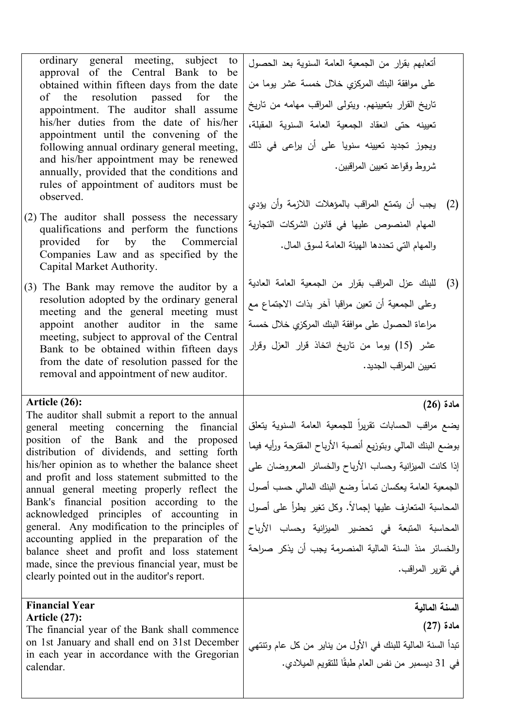| | |
|---|---|
| ordinary general meeting, subject to approval of the Central Bank to be obtained within fifteen days from the date of the resolution passed for the appointment. The auditor shall assume his/her duties from the date of his/her appointment until the convening of the following annual ordinary general meeting, and his/her appointment may be renewed annually, provided that the conditions and rules of appointment of auditors must be observed.<br><br>(2) The auditor shall possess the necessary qualifications and perform the functions provided for by the Commercial Companies Law and as specified by the Capital Market Authority.<br><br>(3) The Bank may remove the auditor by a resolution adopted by the ordinary general meeting and the general meeting must appoint another auditor in the same meeting, subject to approval of the Central Bank to be obtained within fifteen days from the date of resolution passed for the removal and appointment of new auditor. | أتعابهم بقرار من الجمعية العامة السنوية بعد الحصول على موافقة البنك المركزي خلال خمسة عشر يوما من تاريخ القرار بتعيينهم. ويتولى المراقب مهامه من تاريخ تعيينه حتى انعقاد الجمعية العامة السنوية المقبلة، ويجوز تجديد تعيينه سنويا على أن يراعى في ذلك شروط وقواعد تعيين المراقبين.<br><br>(2) يجب أن يتمتع المراقب بالمؤهلات اللازمة وأن يؤدي المهام المنصوص عليها في قانون الشركات التجارية والمهام التي تحددها الهيئة العامة لسوق المال.<br><br>(3) للبنك عزل المراقب بقرار من الجمعية العامة العادية وعلى الجمعية أن تعين مراقبا آخر بذات الاجتماع مع مراعاة الحصول على موافقة البنك المركزي خلال خمسة عشر (15) يوما من تاريخ اتخاذ قرار العزل وقرار تعيين المراقب الجديد. |
| **Article (26):**<br>The auditor shall submit a report to the annual general meeting concerning the financial position of the Bank and the proposed distribution of dividends, and setting forth his/her opinion as to whether the balance sheet and profit and loss statement submitted to the annual general meeting properly reflect the Bank's financial position according to the acknowledged principles of accounting in general. Any modification to the principles of accounting applied in the preparation of the balance sheet and profit and loss statement made, since the previous financial year, must be clearly pointed out in the auditor's report. | **مادة (26)**<br>يضع مراقب الحسابات تقريراً للجمعية العامة السنوية يتعلق بوضع البنك المالي وبتوزيع أنصبة الأرباح المقترحة ورأيه فيما إذا كانت الميزانية وحساب الأرباح والخسائر المعروضان على الجمعية العامة يعكسان تماماً وضع البنك المالي حسب أصول المحاسبة المتعارف عليها إجمالاً. وكل تغير يطرأ على أصول المحاسبة المتبعة في تحضير الميزانية وحساب الأرباح والخسائر منذ السنة المالية المنصرمة يجب أن يذكر صراحة في تقرير المراقب. |
| **Financial Year**<br>**Article (27):**<br>The financial year of the Bank shall commence on 1st January and shall end on 31st December in each year in accordance with the Gregorian calendar. | **السنة المالية**<br>**مادة (27)**<br>تبدأ السنة المالية للبنك في الأول من يناير من كل عام وتنتهي في 31 ديسمبر من نفس العام طبقًا للتقويم الميلادي. |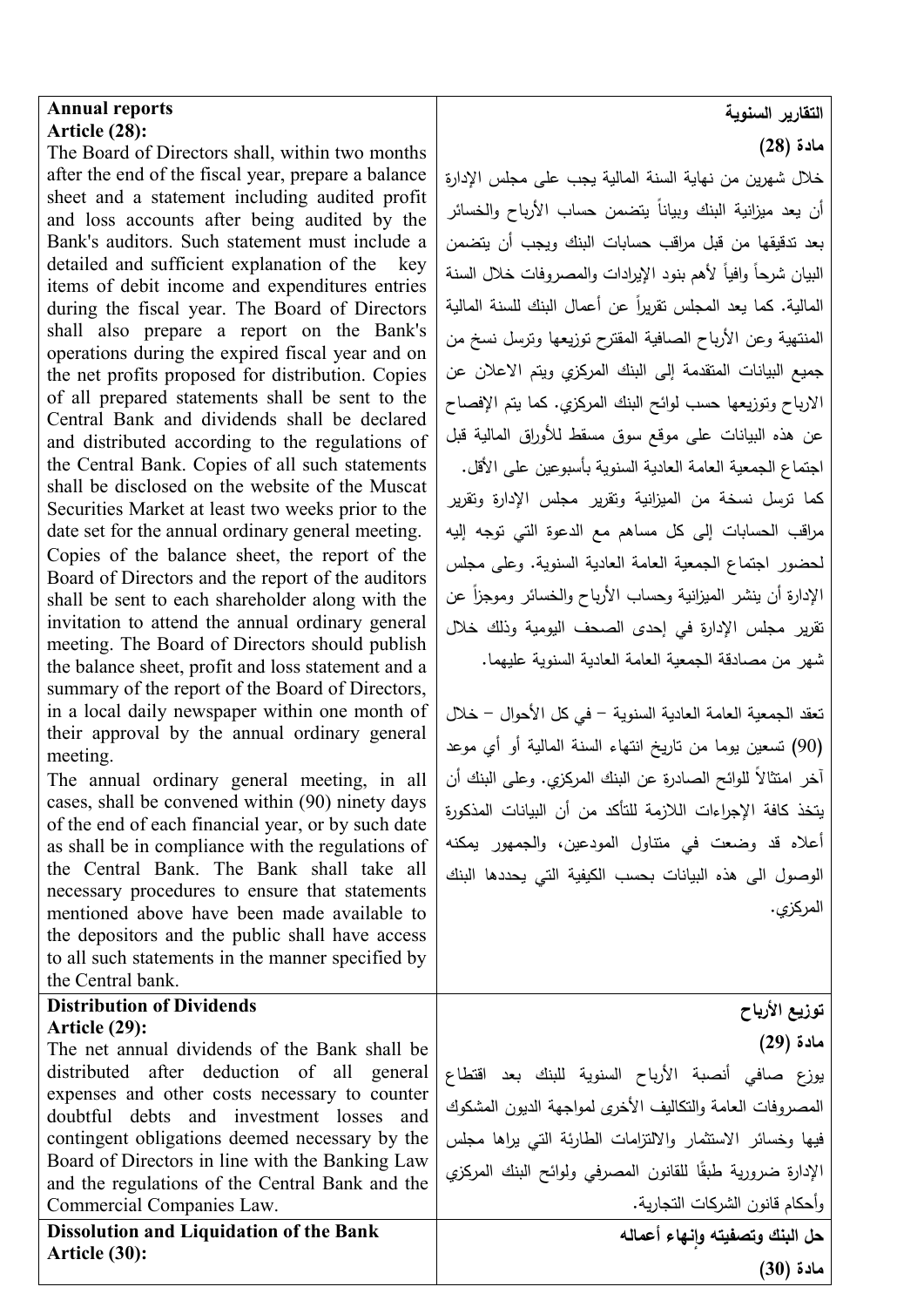| | |
|---|---|
| **Annual reports**<br>**Article (28):**<br>The Board of Directors shall, within two months after the end of the fiscal year, prepare a balance sheet and a statement including audited profit and loss accounts after being audited by the Bank's auditors. Such statement must include a detailed and sufficient explanation of the key items of debit income and expenditures entries during the fiscal year. The Board of Directors shall also prepare a report on the Bank's operations during the expired fiscal year and on the net profits proposed for distribution. Copies of all prepared statements shall be sent to the Central Bank and dividends shall be declared and distributed according to the regulations of the Central Bank. Copies of all such statements shall be disclosed on the website of the Muscat Securities Market at least two weeks prior to the date set for the annual ordinary general meeting.<br>Copies of the balance sheet, the report of the Board of Directors and the report of the auditors shall be sent to each shareholder along with the invitation to attend the annual ordinary general meeting. The Board of Directors should publish the balance sheet, profit and loss statement and a summary of the report of the Board of Directors, in a local daily newspaper within one month of their approval by the annual ordinary general meeting.<br>The annual ordinary general meeting, in all cases, shall be convened within (90) ninety days of the end of each financial year, or by such date as shall be in compliance with the regulations of the Central Bank. The Bank shall take all necessary procedures to ensure that statements mentioned above have been made available to the depositors and the public shall have access to all such statements in the manner specified by the Central bank. | **التقارير السنوية**<br>**مادة (28)**<br>خلال شهرين من نهاية السنة المالية يجب على مجلس الإدارة أن يعد ميزانية البنك وبياناً يتضمن حساب الأرباح والخسائر بعد تدقيقها من قبل مراقب حسابات البنك ويجب أن يتضمن البيان شرحاً وافياً لأهم بنود الإيرادات والمصروفات خلال السنة المالية. كما يعد المجلس تقريراً عن أعمال البنك للسنة المالية المنتهية وعن الأرباح الصافية المقترح توزيعها وترسل نسخ من جميع البيانات المتقدمة إلى البنك المركزي ويتم الاعلان عن الارباح وتوزيعها حسب لوائح البنك المركزي. كما يتم الإفصاح عن هذه البيانات على موقع سوق مسقط للأوراق المالية قبل اجتماع الجمعية العامة العادية السنوية بأسبوعين على الأقل.<br>كما ترسل نسخة من الميزانية وتقرير مجلس الإدارة وتقرير مراقب الحسابات إلى كل مساهم مع الدعوة التي توجه إليه لحضور اجتماع الجمعية العامة العادية السنوية. وعلى مجلس الإدارة أن ينشر الميزانية وحساب الأرباح والخسائر وموجزاً عن تقرير مجلس الإدارة في إحدى الصحف اليومية وذلك خلال شهر من مصادقة الجمعية العامة العادية السنوية عليهما.<br><br>تعقد الجمعية العامة العادية السنوية – في كل الأحوال – خلال (90) تسعين يوما من تاريخ انتهاء السنة المالية أو أي موعد آخر امتثالاً للوائح الصادرة عن البنك المركزي. وعلى البنك أن يتخذ كافة الإجراءات اللازمة للتأكد من أن البيانات المذكورة أعلاه قد وضعت في متناول المودعين، والجمهور يمكنه الوصول الى هذه البيانات بحسب الكيفية التي يحددها البنك المركزي. |
| **Distribution of Dividends**<br>**Article (29):**<br>The net annual dividends of the Bank shall be distributed after deduction of all general expenses and other costs necessary to counter doubtful debts and investment losses and contingent obligations deemed necessary by the Board of Directors in line with the Banking Law and the regulations of the Central Bank and the Commercial Companies Law. | **توزيع الأرباح**<br>**مادة (29)**<br>يوزع صافي أنصبة الأرباح السنوية للبنك بعد اقتطاع المصروفات العامة والتكاليف الأخرى لمواجهة الديون المشكوك فيها وخسائر الاستثمار والالتزامات الطارئة التي يراها مجلس الإدارة ضرورية طبقًا للقانون المصرفي ولوائح البنك المركزي وأحكام قانون الشركات التجارية. |
| **Dissolution and Liquidation of the Bank**<br>**Article (30):** | **حل البنك وتصفيته وإنهاء أعماله**<br>**مادة (30)** |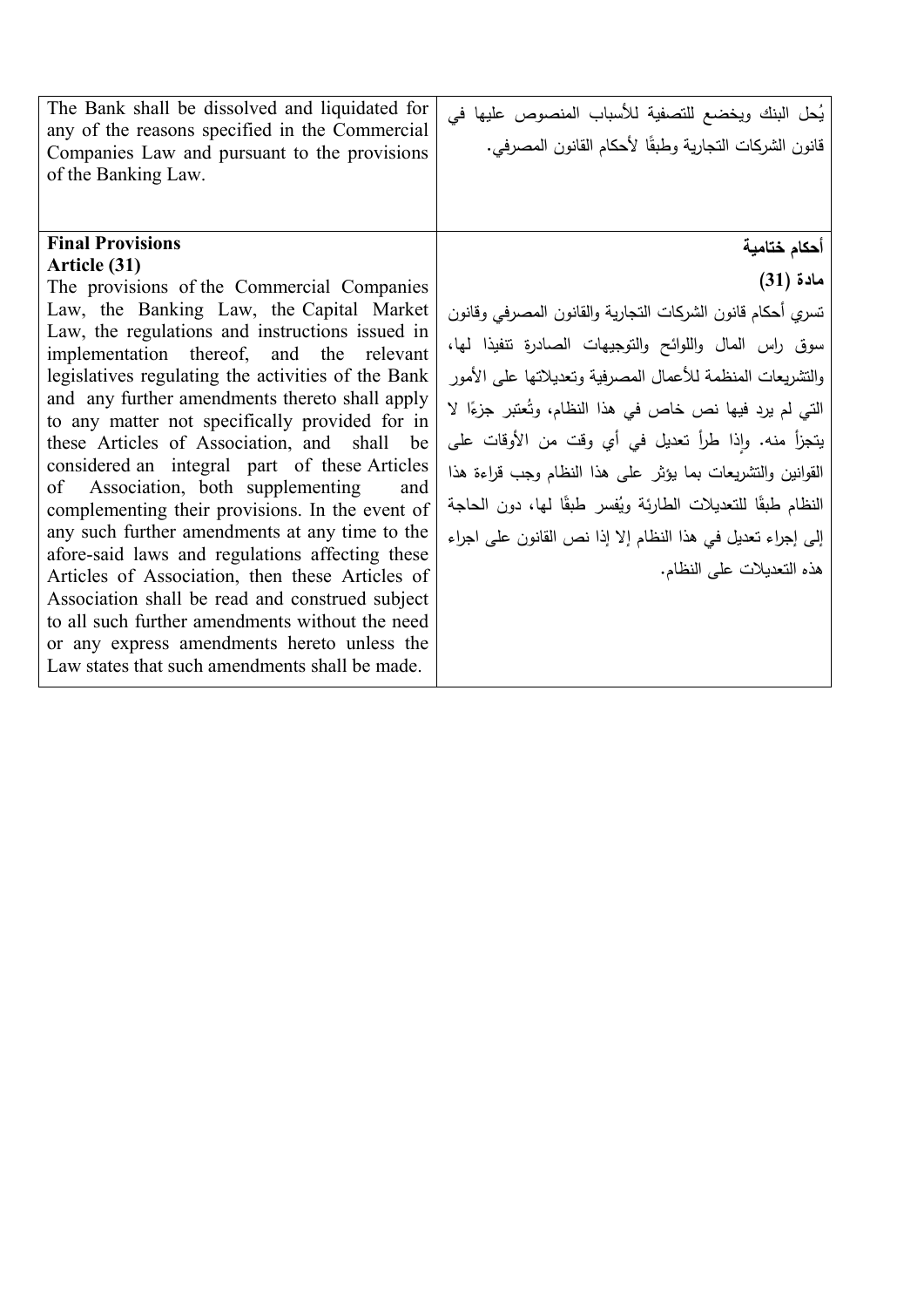| | |
|---|---|
| The Bank shall be dissolved and liquidated for any of the reasons specified in the Commercial Companies Law and pursuant to the provisions of the Banking Law. | يُحل البنك ويخضع للتصفية للأسباب المنصوص عليها في قانون الشركات التجارية وطبقًا لأحكام القانون المصرفي. |
| **Final Provisions**<br>**Article (31)**<br>The provisions of the Commercial Companies Law, the Banking Law, the Capital Market Law, the regulations and instructions issued in implementation thereof, and the relevant legislatives regulating the activities of the Bank and any further amendments thereto shall apply to any matter not specifically provided for in these Articles of Association, and shall be considered an integral part of these Articles of Association, both supplementing and complementing their provisions. In the event of any such further amendments at any time to the afore-said laws and regulations affecting these Articles of Association, then these Articles of Association shall be read and construed subject to all such further amendments without the need or any express amendments hereto unless the Law states that such amendments shall be made. | **أحكام ختامية**<br>**مادة (31)**<br>تسري أحكام قانون الشركات التجارية والقانون المصرفي وقانون سوق راس المال واللوائح والتوجيهات الصادرة تنفيذا لها، والتشريعات المنظمة للأعمال المصرفية وتعديلاتها على الأمور التي لم يرد فيها نص خاص في هذا النظام، وتُعتبر جزءًا لا يتجزأ منه. وإذا طرأ تعديل في أي وقت من الأوقات على القوانين والتشريعات بما يؤثر على هذا النظام وجب قراءة هذا النظام طبقًا للتعديلات الطارئة ويُفسر طبقًا لها، دون الحاجة إلى إجراء تعديل في هذا النظام إلا إذا نص القانون على اجراء هذه التعديلات على النظام. |